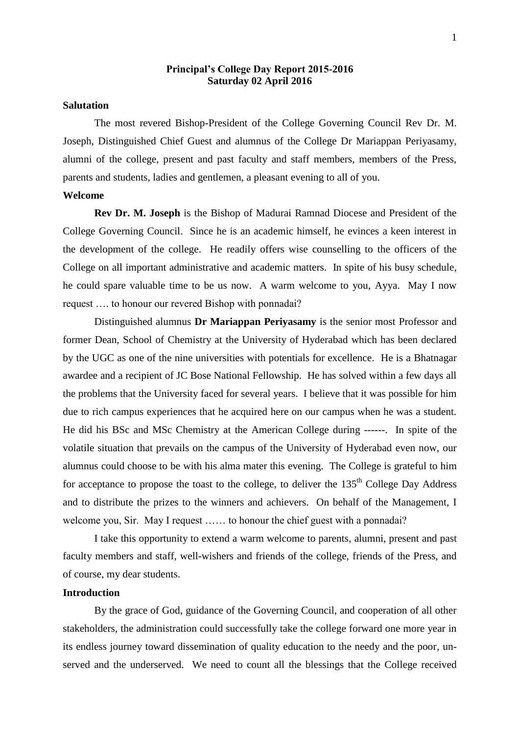**Principal's College Day Report 2015-2016**
**Saturday 02 April 2016**

**Salutation**

The most revered Bishop-President of the College Governing Council Rev Dr. M. Joseph, Distinguished Chief Guest and alumnus of the College Dr Mariappan Periyasamy, alumni of the college, present and past faculty and staff members, members of the Press, parents and students, ladies and gentlemen, a pleasant evening to all of you.

**Welcome**

**Rev Dr. M. Joseph** is the Bishop of Madurai Ramnad Diocese and President of the College Governing Council. Since he is an academic himself, he evinces a keen interest in the development of the college. He readily offers wise counselling to the officers of the College on all important administrative and academic matters. In spite of his busy schedule, he could spare valuable time to be us now. A warm welcome to you, Ayya. May I now request …. to honour our revered Bishop with ponnadai?

Distinguished alumnus **Dr Mariappan Periyasamy** is the senior most Professor and former Dean, School of Chemistry at the University of Hyderabad which has been declared by the UGC as one of the nine universities with potentials for excellence. He is a Bhatnagar awardee and a recipient of JC Bose National Fellowship. He has solved within a few days all the problems that the University faced for several years. I believe that it was possible for him due to rich campus experiences that he acquired here on our campus when he was a student. He did his BSc and MSc Chemistry at the American College during ------. In spite of the volatile situation that prevails on the campus of the University of Hyderabad even now, our alumnus could choose to be with his alma mater this evening. The College is grateful to him for acceptance to propose the toast to the college, to deliver the 135th College Day Address and to distribute the prizes to the winners and achievers. On behalf of the Management, I welcome you, Sir. May I request …… to honour the chief guest with a ponnadai?

I take this opportunity to extend a warm welcome to parents, alumni, present and past faculty members and staff, well-wishers and friends of the college, friends of the Press, and of course, my dear students.

**Introduction**

By the grace of God, guidance of the Governing Council, and cooperation of all other stakeholders, the administration could successfully take the college forward one more year in its endless journey toward dissemination of quality education to the needy and the poor, un-served and the underserved. We need to count all the blessings that the College received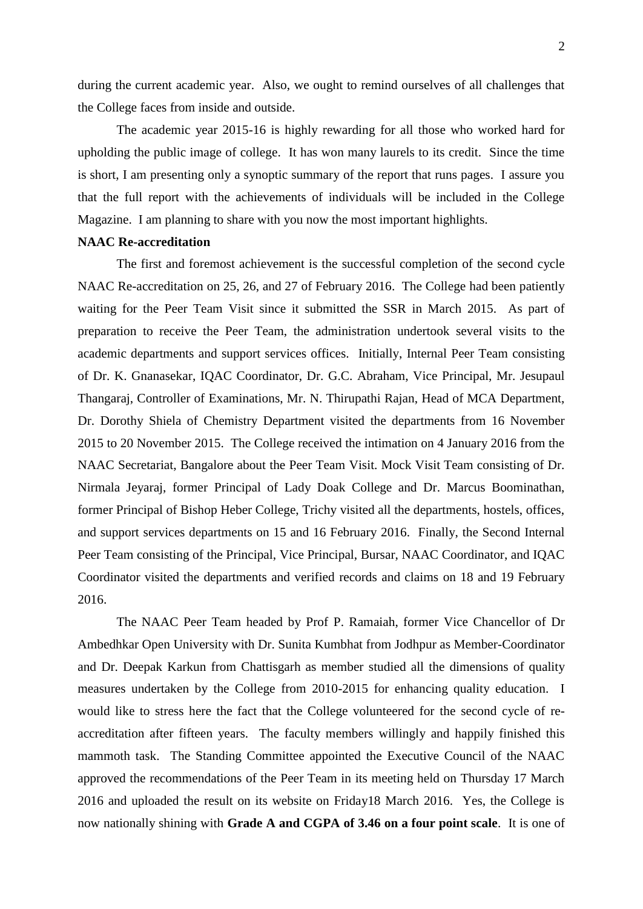during the current academic year. Also, we ought to remind ourselves of all challenges that the College faces from inside and outside.

The academic year 2015-16 is highly rewarding for all those who worked hard for upholding the public image of college. It has won many laurels to its credit. Since the time is short, I am presenting only a synoptic summary of the report that runs pages. I assure you that the full report with the achievements of individuals will be included in the College Magazine. I am planning to share with you now the most important highlights.

**NAAC Re-accreditation**

The first and foremost achievement is the successful completion of the second cycle NAAC Re-accreditation on 25, 26, and 27 of February 2016. The College had been patiently waiting for the Peer Team Visit since it submitted the SSR in March 2015. As part of preparation to receive the Peer Team, the administration undertook several visits to the academic departments and support services offices. Initially, Internal Peer Team consisting of Dr. K. Gnanasekar, IQAC Coordinator, Dr. G.C. Abraham, Vice Principal, Mr. Jesupaul Thangaraj, Controller of Examinations, Mr. N. Thirupathi Rajan, Head of MCA Department, Dr. Dorothy Shiela of Chemistry Department visited the departments from 16 November 2015 to 20 November 2015. The College received the intimation on 4 January 2016 from the NAAC Secretariat, Bangalore about the Peer Team Visit. Mock Visit Team consisting of Dr. Nirmala Jeyaraj, former Principal of Lady Doak College and Dr. Marcus Boominathan, former Principal of Bishop Heber College, Trichy visited all the departments, hostels, offices, and support services departments on 15 and 16 February 2016. Finally, the Second Internal Peer Team consisting of the Principal, Vice Principal, Bursar, NAAC Coordinator, and IQAC Coordinator visited the departments and verified records and claims on 18 and 19 February 2016.

The NAAC Peer Team headed by Prof P. Ramaiah, former Vice Chancellor of Dr Ambedhkar Open University with Dr. Sunita Kumbhat from Jodhpur as Member-Coordinator and Dr. Deepak Karkun from Chattisgarh as member studied all the dimensions of quality measures undertaken by the College from 2010-2015 for enhancing quality education. I would like to stress here the fact that the College volunteered for the second cycle of re-accreditation after fifteen years. The faculty members willingly and happily finished this mammoth task. The Standing Committee appointed the Executive Council of the NAAC approved the recommendations of the Peer Team in its meeting held on Thursday 17 March 2016 and uploaded the result on its website on Friday18 March 2016. Yes, the College is now nationally shining with **Grade A and CGPA of 3.46 on a four point scale**. It is one of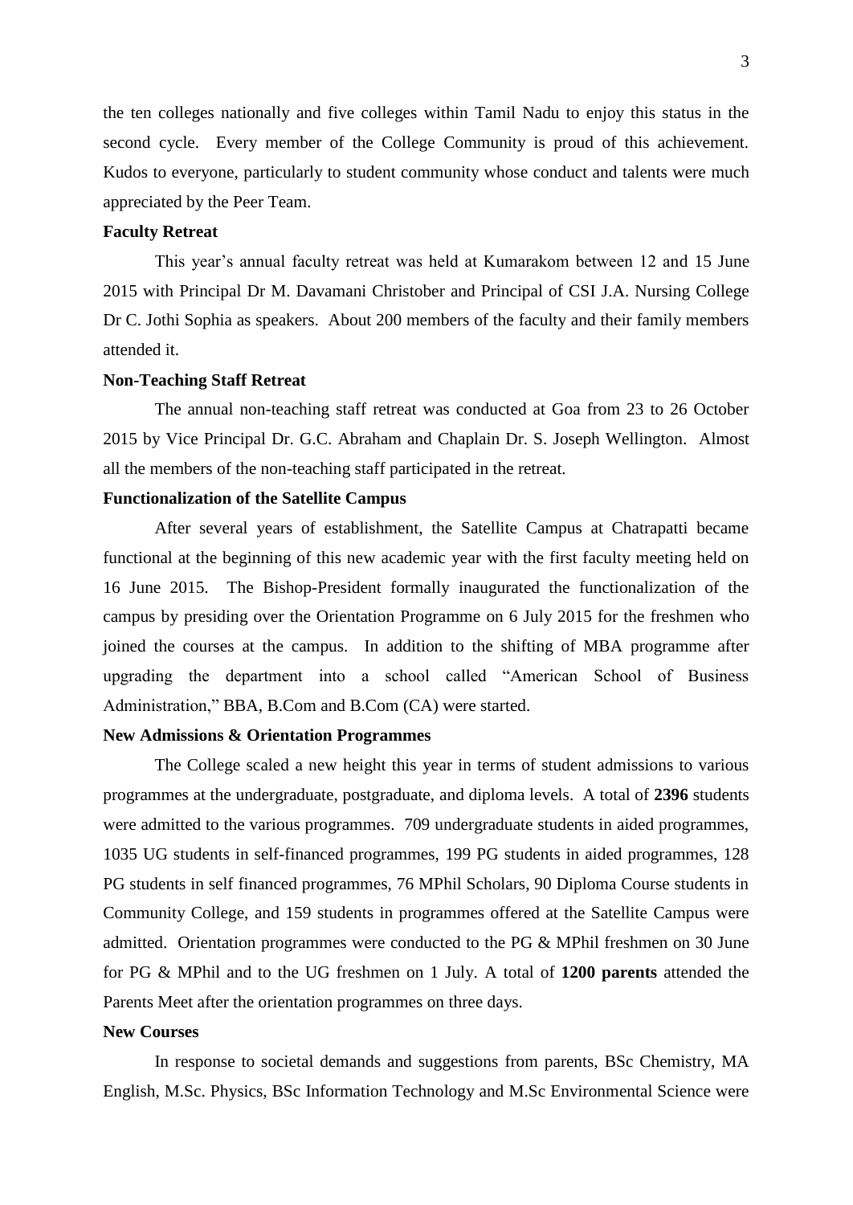the ten colleges nationally and five colleges within Tamil Nadu to enjoy this status in the second cycle. Every member of the College Community is proud of this achievement. Kudos to everyone, particularly to student community whose conduct and talents were much appreciated by the Peer Team.

**Faculty Retreat**

This year's annual faculty retreat was held at Kumarakom between 12 and 15 June 2015 with Principal Dr M. Davamani Christober and Principal of CSI J.A. Nursing College Dr C. Jothi Sophia as speakers. About 200 members of the faculty and their family members attended it.

**Non-Teaching Staff Retreat**

The annual non-teaching staff retreat was conducted at Goa from 23 to 26 October 2015 by Vice Principal Dr. G.C. Abraham and Chaplain Dr. S. Joseph Wellington. Almost all the members of the non-teaching staff participated in the retreat.

**Functionalization of the Satellite Campus**

After several years of establishment, the Satellite Campus at Chatrapatti became functional at the beginning of this new academic year with the first faculty meeting held on 16 June 2015. The Bishop-President formally inaugurated the functionalization of the campus by presiding over the Orientation Programme on 6 July 2015 for the freshmen who joined the courses at the campus. In addition to the shifting of MBA programme after upgrading the department into a school called "American School of Business Administration," BBA, B.Com and B.Com (CA) were started.

**New Admissions & Orientation Programmes**

The College scaled a new height this year in terms of student admissions to various programmes at the undergraduate, postgraduate, and diploma levels. A total of **2396** students were admitted to the various programmes. 709 undergraduate students in aided programmes, 1035 UG students in self-financed programmes, 199 PG students in aided programmes, 128 PG students in self financed programmes, 76 MPhil Scholars, 90 Diploma Course students in Community College, and 159 students in programmes offered at the Satellite Campus were admitted. Orientation programmes were conducted to the PG & MPhil freshmen on 30 June for PG & MPhil and to the UG freshmen on 1 July. A total of **1200 parents** attended the Parents Meet after the orientation programmes on three days.

**New Courses**

In response to societal demands and suggestions from parents, BSc Chemistry, MA English, M.Sc. Physics, BSc Information Technology and M.Sc Environmental Science were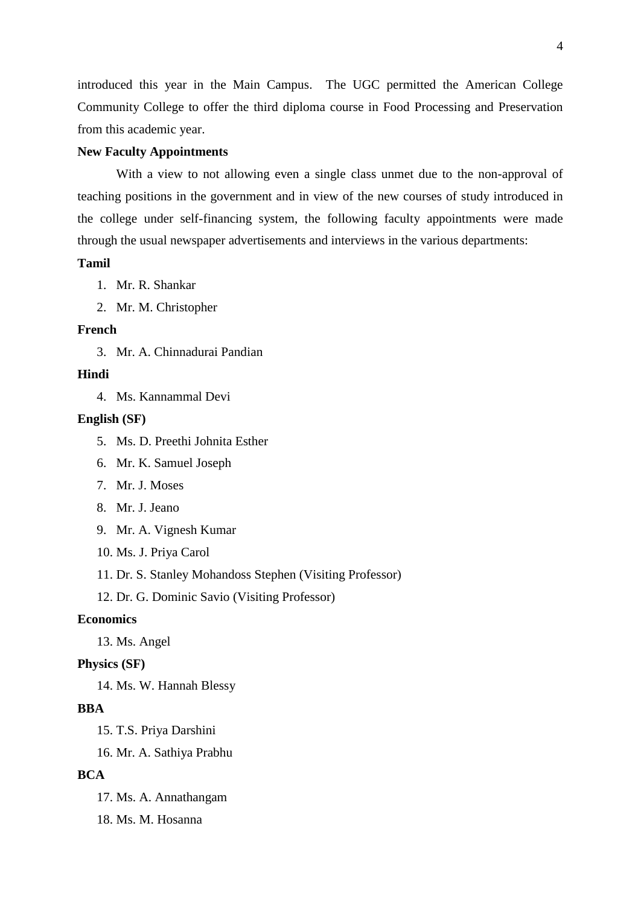introduced this year in the Main Campus. The UGC permitted the American College Community College to offer the third diploma course in Food Processing and Preservation from this academic year.

**New Faculty Appointments**

With a view to not allowing even a single class unmet due to the non-approval of teaching positions in the government and in view of the new courses of study introduced in the college under self-financing system, the following faculty appointments were made through the usual newspaper advertisements and interviews in the various departments:

**Tamil**

1. Mr. R. Shankar
2. Mr. M. Christopher

**French**

3. Mr. A. Chinnadurai Pandian

**Hindi**

4. Ms. Kannammal Devi

**English (SF)**

5. Ms. D. Preethi Johnita Esther
6. Mr. K. Samuel Joseph
7. Mr. J. Moses
8. Mr. J. Jeano
9. Mr. A. Vignesh Kumar
10. Ms. J. Priya Carol
11. Dr. S. Stanley Mohandoss Stephen (Visiting Professor)
12. Dr. G. Dominic Savio (Visiting Professor)

**Economics**

13. Ms. Angel

**Physics (SF)**

14. Ms. W. Hannah Blessy

**BBA**

15. T.S. Priya Darshini
16. Mr. A. Sathiya Prabhu

**BCA**

17. Ms. A. Annathangam
18. Ms. M. Hosanna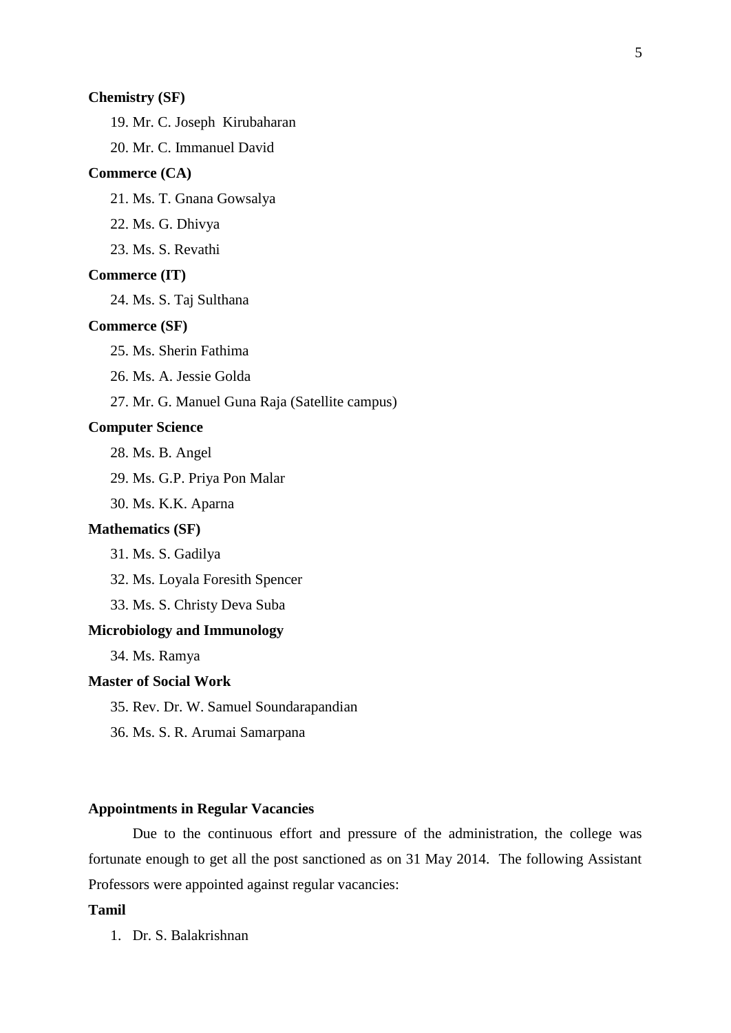**Chemistry (SF)**

19. Mr. C. Joseph Kirubaharan
20. Mr. C. Immanuel David

**Commerce (CA)**

21. Ms. T. Gnana Gowsalya
22. Ms. G. Dhivya
23. Ms. S. Revathi

**Commerce (IT)**

24. Ms. S. Taj Sulthana

**Commerce (SF)**

25. Ms. Sherin Fathima
26. Ms. A. Jessie Golda
27. Mr. G. Manuel Guna Raja (Satellite campus)

**Computer Science**

28. Ms. B. Angel
29. Ms. G.P. Priya Pon Malar
30. Ms. K.K. Aparna

**Mathematics (SF)**

31. Ms. S. Gadilya
32. Ms. Loyala Foresith Spencer
33. Ms. S. Christy Deva Suba

**Microbiology and Immunology**

34. Ms. Ramya

**Master of Social Work**

35. Rev. Dr. W. Samuel Soundarapandian
36. Ms. S. R. Arumai Samarpana

**Appointments in Regular Vacancies**

Due to the continuous effort and pressure of the administration, the college was fortunate enough to get all the post sanctioned as on 31 May 2014. The following Assistant Professors were appointed against regular vacancies:

**Tamil**

1. Dr. S. Balakrishnan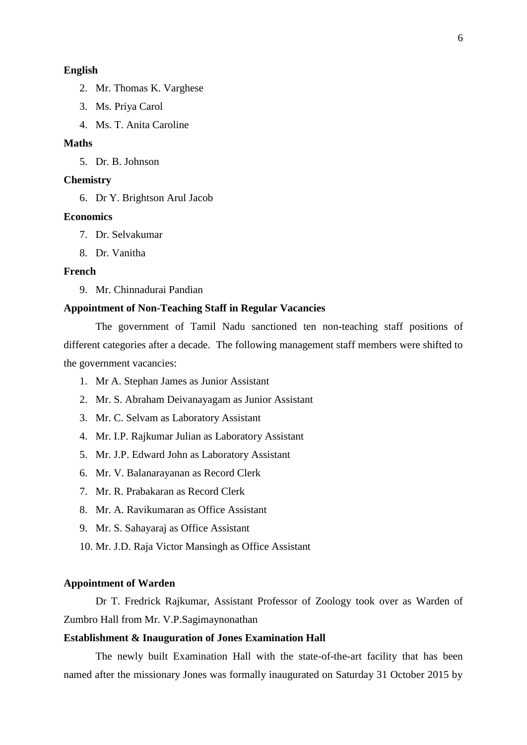**English**

2. Mr. Thomas K. Varghese
3. Ms. Priya Carol
4. Ms. T. Anita Caroline

**Maths**

5. Dr. B. Johnson

**Chemistry**

6. Dr Y. Brightson Arul Jacob

**Economics**

7. Dr. Selvakumar
8. Dr. Vanitha

**French**

9. Mr. Chinnadurai Pandian

**Appointment of Non-Teaching Staff in Regular Vacancies**

The government of Tamil Nadu sanctioned ten non-teaching staff positions of different categories after a decade. The following management staff members were shifted to the government vacancies:

1. Mr A. Stephan James as Junior Assistant
2. Mr. S. Abraham Deivanayagam as Junior Assistant
3. Mr. C. Selvam as Laboratory Assistant
4. Mr. I.P. Rajkumar Julian as Laboratory Assistant
5. Mr. J.P. Edward John as Laboratory Assistant
6. Mr. V. Balanarayanan as Record Clerk
7. Mr. R. Prabakaran as Record Clerk
8. Mr. A. Ravikumaran as Office Assistant
9. Mr. S. Sahayaraj as Office Assistant
10. Mr. J.D. Raja Victor Mansingh as Office Assistant

**Appointment of Warden**

Dr T. Fredrick Rajkumar, Assistant Professor of Zoology took over as Warden of Zumbro Hall from Mr. V.P.Sagimaynonathan

**Establishment & Inauguration of Jones Examination Hall**

The newly built Examination Hall with the state-of-the-art facility that has been named after the missionary Jones was formally inaugurated on Saturday 31 October 2015 by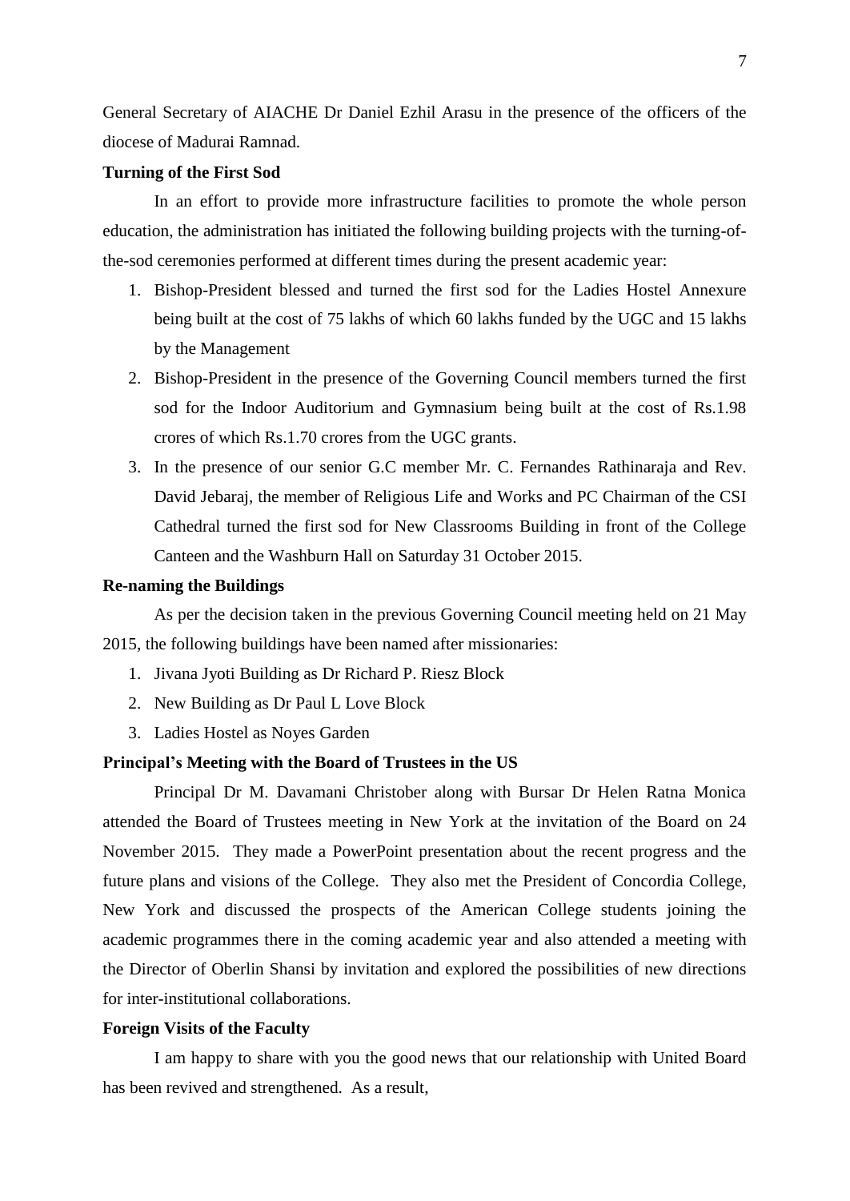General Secretary of AIACHE Dr Daniel Ezhil Arasu in the presence of the officers of the diocese of Madurai Ramnad.

**Turning of the First Sod**

In an effort to provide more infrastructure facilities to promote the whole person education, the administration has initiated the following building projects with the turning-of-the-sod ceremonies performed at different times during the present academic year:

1. Bishop-President blessed and turned the first sod for the Ladies Hostel Annexure being built at the cost of 75 lakhs of which 60 lakhs funded by the UGC and 15 lakhs by the Management
2. Bishop-President in the presence of the Governing Council members turned the first sod for the Indoor Auditorium and Gymnasium being built at the cost of Rs.1.98 crores of which Rs.1.70 crores from the UGC grants.
3. In the presence of our senior G.C member Mr. C. Fernandes Rathinaraja and Rev. David Jebaraj, the member of Religious Life and Works and PC Chairman of the CSI Cathedral turned the first sod for New Classrooms Building in front of the College Canteen and the Washburn Hall on Saturday 31 October 2015.

**Re-naming the Buildings**

As per the decision taken in the previous Governing Council meeting held on 21 May 2015, the following buildings have been named after missionaries:

1. Jivana Jyoti Building as Dr Richard P. Riesz Block
2. New Building as Dr Paul L Love Block
3. Ladies Hostel as Noyes Garden

**Principal's Meeting with the Board of Trustees in the US**

Principal Dr M. Davamani Christober along with Bursar Dr Helen Ratna Monica attended the Board of Trustees meeting in New York at the invitation of the Board on 24 November 2015. They made a PowerPoint presentation about the recent progress and the future plans and visions of the College. They also met the President of Concordia College, New York and discussed the prospects of the American College students joining the academic programmes there in the coming academic year and also attended a meeting with the Director of Oberlin Shansi by invitation and explored the possibilities of new directions for inter-institutional collaborations.

**Foreign Visits of the Faculty**

I am happy to share with you the good news that our relationship with United Board has been revived and strengthened. As a result,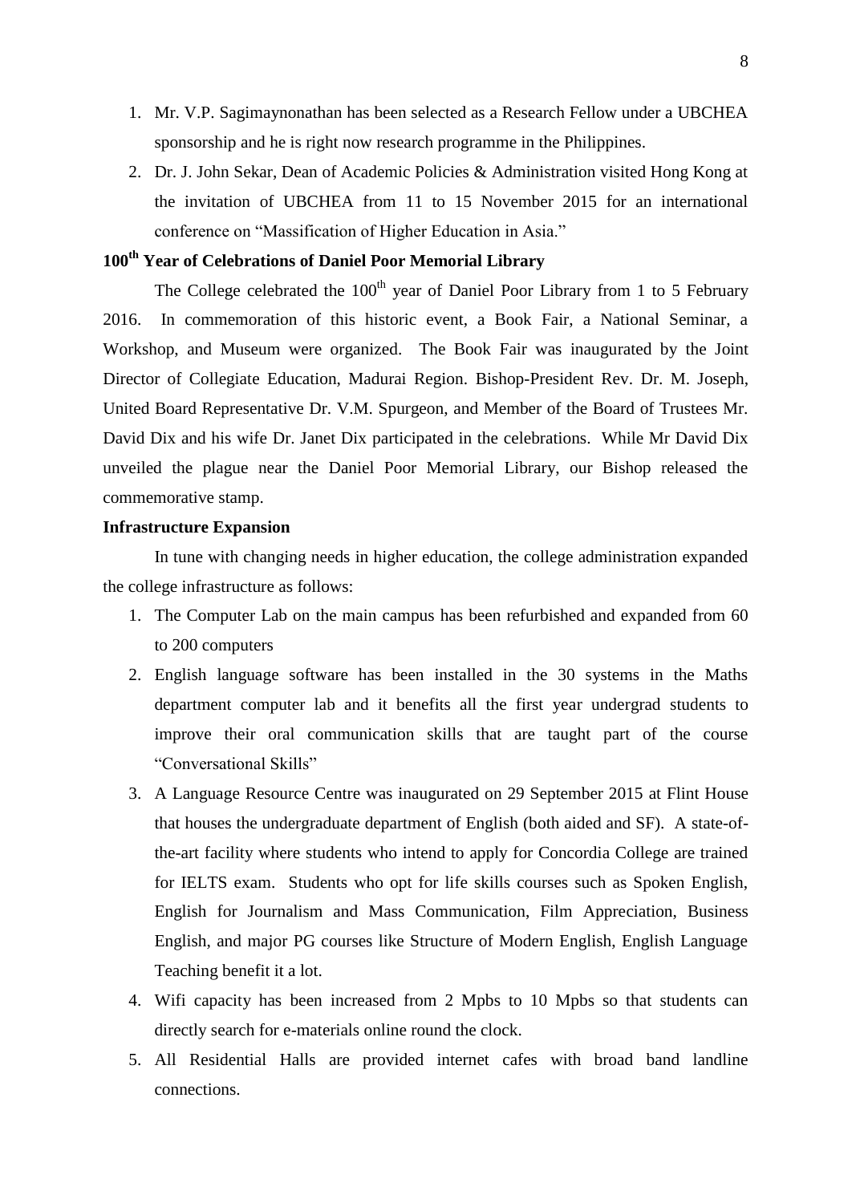1. Mr. V.P. Sagimaynonathan has been selected as a Research Fellow under a UBCHEA sponsorship and he is right now research programme in the Philippines.
2. Dr. J. John Sekar, Dean of Academic Policies & Administration visited Hong Kong at the invitation of UBCHEA from 11 to 15 November 2015 for an international conference on "Massification of Higher Education in Asia."

### 100th Year of Celebrations of Daniel Poor Memorial Library

The College celebrated the 100th year of Daniel Poor Library from 1 to 5 February 2016. In commemoration of this historic event, a Book Fair, a National Seminar, a Workshop, and Museum were organized. The Book Fair was inaugurated by the Joint Director of Collegiate Education, Madurai Region. Bishop-President Rev. Dr. M. Joseph, United Board Representative Dr. V.M. Spurgeon, and Member of the Board of Trustees Mr. David Dix and his wife Dr. Janet Dix participated in the celebrations. While Mr David Dix unveiled the plague near the Daniel Poor Memorial Library, our Bishop released the commemorative stamp.

### Infrastructure Expansion

In tune with changing needs in higher education, the college administration expanded the college infrastructure as follows:

1. The Computer Lab on the main campus has been refurbished and expanded from 60 to 200 computers
2. English language software has been installed in the 30 systems in the Maths department computer lab and it benefits all the first year undergrad students to improve their oral communication skills that are taught part of the course "Conversational Skills"
3. A Language Resource Centre was inaugurated on 29 September 2015 at Flint House that houses the undergraduate department of English (both aided and SF). A state-of-the-art facility where students who intend to apply for Concordia College are trained for IELTS exam. Students who opt for life skills courses such as Spoken English, English for Journalism and Mass Communication, Film Appreciation, Business English, and major PG courses like Structure of Modern English, English Language Teaching benefit it a lot.
4. Wifi capacity has been increased from 2 Mpbs to 10 Mpbs so that students can directly search for e-materials online round the clock.
5. All Residential Halls are provided internet cafes with broad band landline connections.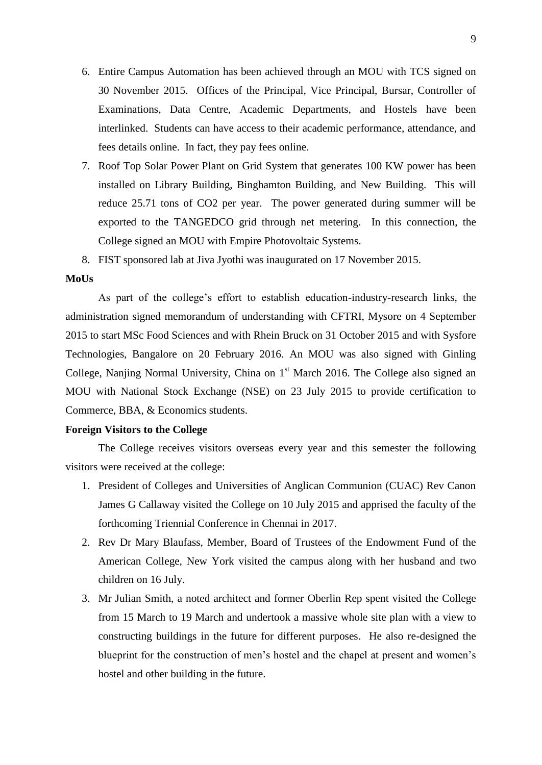6. Entire Campus Automation has been achieved through an MOU with TCS signed on 30 November 2015. Offices of the Principal, Vice Principal, Bursar, Controller of Examinations, Data Centre, Academic Departments, and Hostels have been interlinked. Students can have access to their academic performance, attendance, and fees details online. In fact, they pay fees online.
7. Roof Top Solar Power Plant on Grid System that generates 100 KW power has been installed on Library Building, Binghamton Building, and New Building. This will reduce 25.71 tons of $CO_2$ per year. The power generated during summer will be exported to the TANGEDCO grid through net metering. In this connection, the College signed an MOU with Empire Photovoltaic Systems.
8. FIST sponsored lab at Jiva Jyothi was inaugurated on 17 November 2015.

**MoUs**

As part of the college's effort to establish education-industry-research links, the administration signed memorandum of understanding with CFTRI, Mysore on 4 September 2015 to start MSc Food Sciences and with Rhein Bruck on 31 October 2015 and with Sysfore Technologies, Bangalore on 20 February 2016. An MOU was also signed with Ginling College, Nanjing Normal University, China on 1st March 2016. The College also signed an MOU with National Stock Exchange (NSE) on 23 July 2015 to provide certification to Commerce, BBA, & Economics students.

**Foreign Visitors to the College**

The College receives visitors overseas every year and this semester the following visitors were received at the college:

1. President of Colleges and Universities of Anglican Communion (CUAC) Rev Canon James G Callaway visited the College on 10 July 2015 and apprised the faculty of the forthcoming Triennial Conference in Chennai in 2017.
2. Rev Dr Mary Blaufass, Member, Board of Trustees of the Endowment Fund of the American College, New York visited the campus along with her husband and two children on 16 July.
3. Mr Julian Smith, a noted architect and former Oberlin Rep spent visited the College from 15 March to 19 March and undertook a massive whole site plan with a view to constructing buildings in the future for different purposes. He also re-designed the blueprint for the construction of men's hostel and the chapel at present and women's hostel and other building in the future.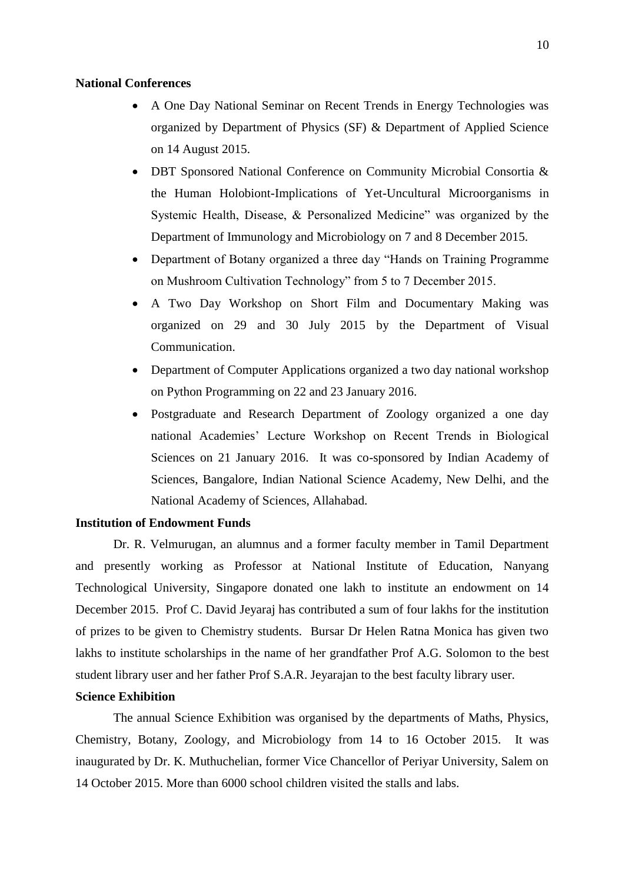**National Conferences**

- A One Day National Seminar on Recent Trends in Energy Technologies was organized by Department of Physics (SF) & Department of Applied Science on 14 August 2015.
- DBT Sponsored National Conference on Community Microbial Consortia & the Human Holobiont-Implications of Yet-Uncultural Microorganisms in Systemic Health, Disease, & Personalized Medicine" was organized by the Department of Immunology and Microbiology on 7 and 8 December 2015.
- Department of Botany organized a three day "Hands on Training Programme on Mushroom Cultivation Technology" from 5 to 7 December 2015.
- A Two Day Workshop on Short Film and Documentary Making was organized on 29 and 30 July 2015 by the Department of Visual Communication.
- Department of Computer Applications organized a two day national workshop on Python Programming on 22 and 23 January 2016.
- Postgraduate and Research Department of Zoology organized a one day national Academies' Lecture Workshop on Recent Trends in Biological Sciences on 21 January 2016. It was co-sponsored by Indian Academy of Sciences, Bangalore, Indian National Science Academy, New Delhi, and the National Academy of Sciences, Allahabad.

**Institution of Endowment Funds**

Dr. R. Velmurugan, an alumnus and a former faculty member in Tamil Department and presently working as Professor at National Institute of Education, Nanyang Technological University, Singapore donated one lakh to institute an endowment on 14 December 2015. Prof C. David Jeyaraj has contributed a sum of four lakhs for the institution of prizes to be given to Chemistry students. Bursar Dr Helen Ratna Monica has given two lakhs to institute scholarships in the name of her grandfather Prof A.G. Solomon to the best student library user and her father Prof S.A.R. Jeyarajan to the best faculty library user.

**Science Exhibition**

The annual Science Exhibition was organised by the departments of Maths, Physics, Chemistry, Botany, Zoology, and Microbiology from 14 to 16 October 2015. It was inaugurated by Dr. K. Muthuchelian, former Vice Chancellor of Periyar University, Salem on 14 October 2015. More than 6000 school children visited the stalls and labs.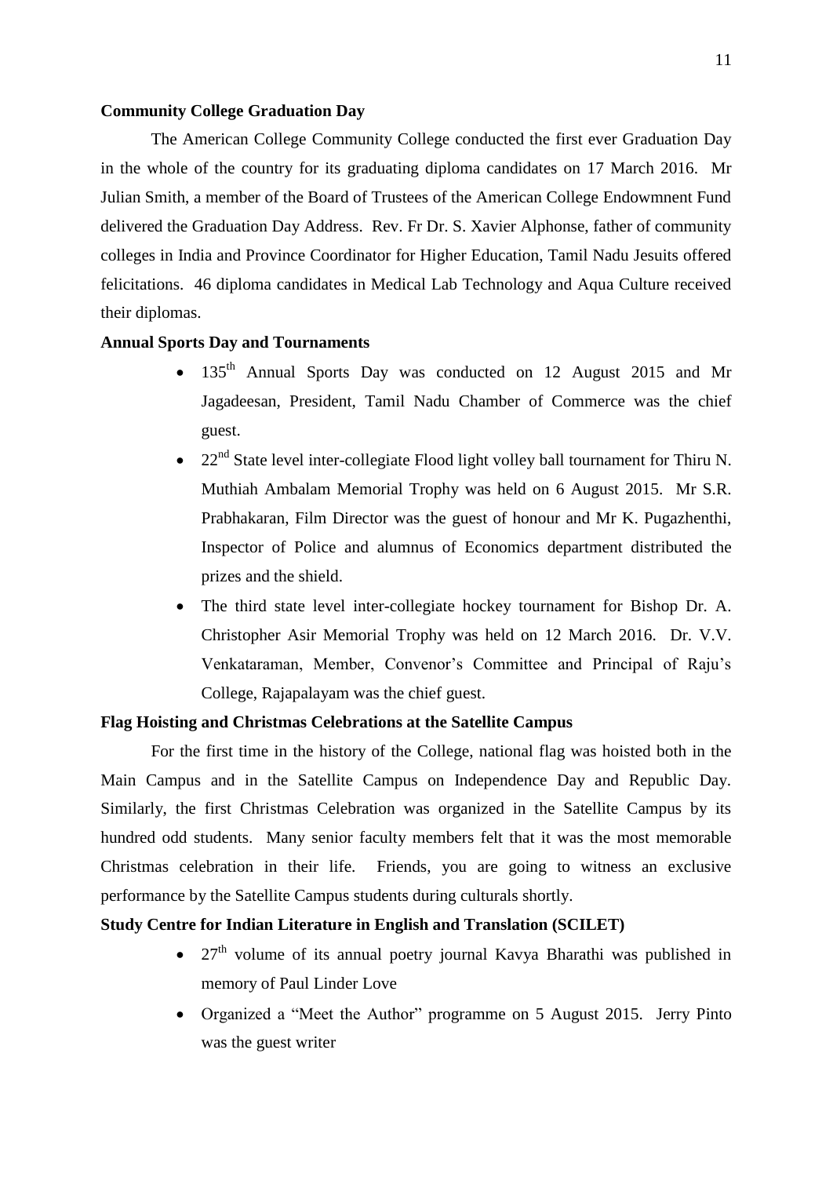**Community College Graduation Day**

The American College Community College conducted the first ever Graduation Day in the whole of the country for its graduating diploma candidates on 17 March 2016. Mr Julian Smith, a member of the Board of Trustees of the American College Endowmnent Fund delivered the Graduation Day Address. Rev. Fr Dr. S. Xavier Alphonse, father of community colleges in India and Province Coordinator for Higher Education, Tamil Nadu Jesuits offered felicitations. 46 diploma candidates in Medical Lab Technology and Aqua Culture received their diplomas.

**Annual Sports Day and Tournaments**

- 135th Annual Sports Day was conducted on 12 August 2015 and Mr Jagadeesan, President, Tamil Nadu Chamber of Commerce was the chief guest.
- 22nd State level inter-collegiate Flood light volley ball tournament for Thiru N. Muthiah Ambalam Memorial Trophy was held on 6 August 2015. Mr S.R. Prabhakaran, Film Director was the guest of honour and Mr K. Pugazhenthi, Inspector of Police and alumnus of Economics department distributed the prizes and the shield.
- The third state level inter-collegiate hockey tournament for Bishop Dr. A. Christopher Asir Memorial Trophy was held on 12 March 2016. Dr. V.V. Venkataraman, Member, Convenor's Committee and Principal of Raju's College, Rajapalayam was the chief guest.

**Flag Hoisting and Christmas Celebrations at the Satellite Campus**

For the first time in the history of the College, national flag was hoisted both in the Main Campus and in the Satellite Campus on Independence Day and Republic Day. Similarly, the first Christmas Celebration was organized in the Satellite Campus by its hundred odd students. Many senior faculty members felt that it was the most memorable Christmas celebration in their life. Friends, you are going to witness an exclusive performance by the Satellite Campus students during culturals shortly.

**Study Centre for Indian Literature in English and Translation (SCILET)**

- 27th volume of its annual poetry journal Kavya Bharathi was published in memory of Paul Linder Love
- Organized a "Meet the Author" programme on 5 August 2015. Jerry Pinto was the guest writer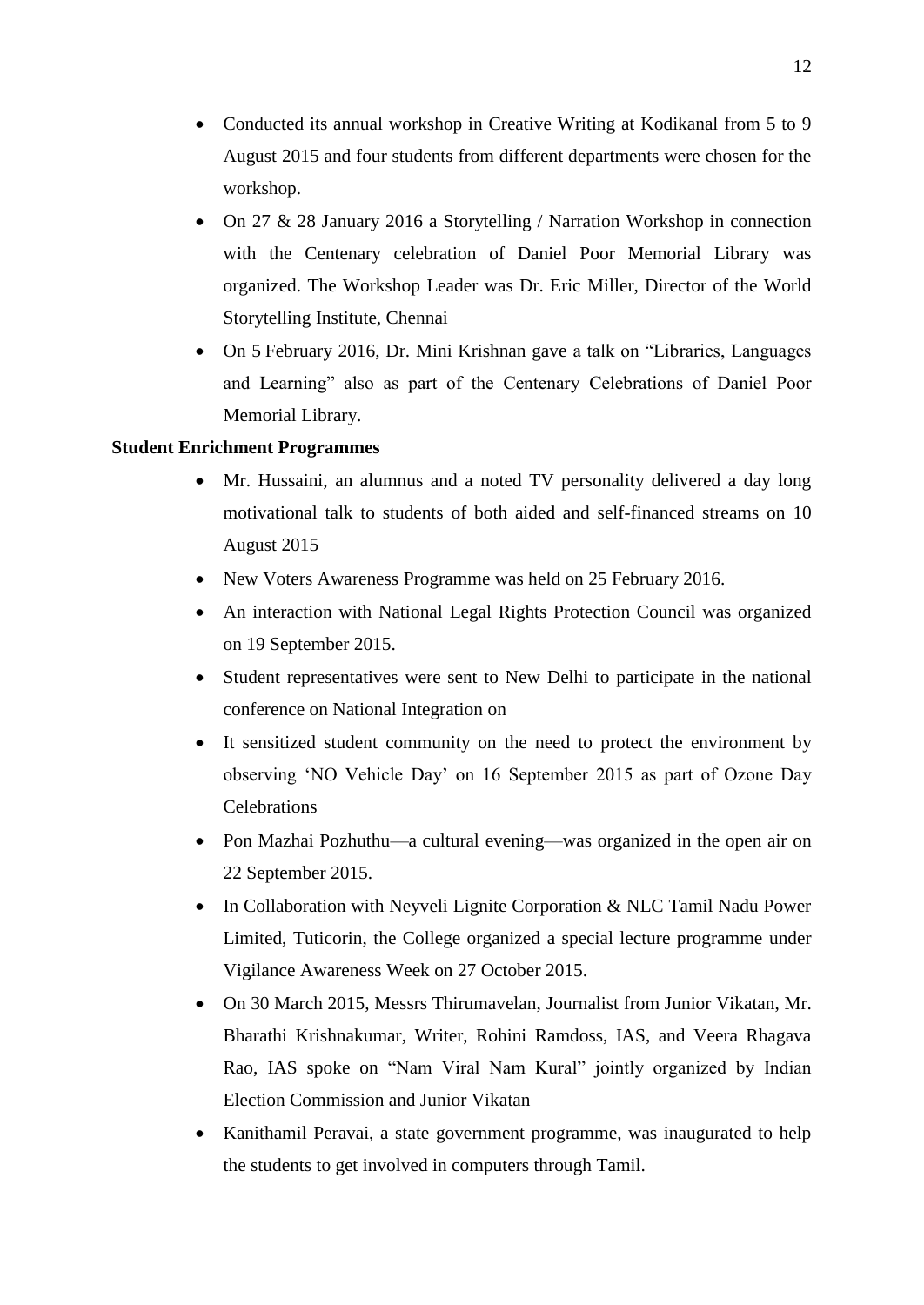- Conducted its annual workshop in Creative Writing at Kodikanal from 5 to 9 August 2015 and four students from different departments were chosen for the workshop.
- On 27 & 28 January 2016 a Storytelling / Narration Workshop in connection with the Centenary celebration of Daniel Poor Memorial Library was organized. The Workshop Leader was Dr. Eric Miller, Director of the World Storytelling Institute, Chennai
- On 5 February 2016, Dr. Mini Krishnan gave a talk on "Libraries, Languages and Learning" also as part of the Centenary Celebrations of Daniel Poor Memorial Library.

**Student Enrichment Programmes**

- Mr. Hussaini, an alumnus and a noted TV personality delivered a day long motivational talk to students of both aided and self-financed streams on 10 August 2015
- New Voters Awareness Programme was held on 25 February 2016.
- An interaction with National Legal Rights Protection Council was organized on 19 September 2015.
- Student representatives were sent to New Delhi to participate in the national conference on National Integration on
- It sensitized student community on the need to protect the environment by observing 'NO Vehicle Day' on 16 September 2015 as part of Ozone Day Celebrations
- Pon Mazhai Pozhuthu—a cultural evening—was organized in the open air on 22 September 2015.
- In Collaboration with Neyveli Lignite Corporation & NLC Tamil Nadu Power Limited, Tuticorin, the College organized a special lecture programme under Vigilance Awareness Week on 27 October 2015.
- On 30 March 2015, Messrs Thirumavelan, Journalist from Junior Vikatan, Mr. Bharathi Krishnakumar, Writer, Rohini Ramdoss, IAS, and Veera Rhagava Rao, IAS spoke on "Nam Viral Nam Kural" jointly organized by Indian Election Commission and Junior Vikatan
- Kanithamil Peravai, a state government programme, was inaugurated to help the students to get involved in computers through Tamil.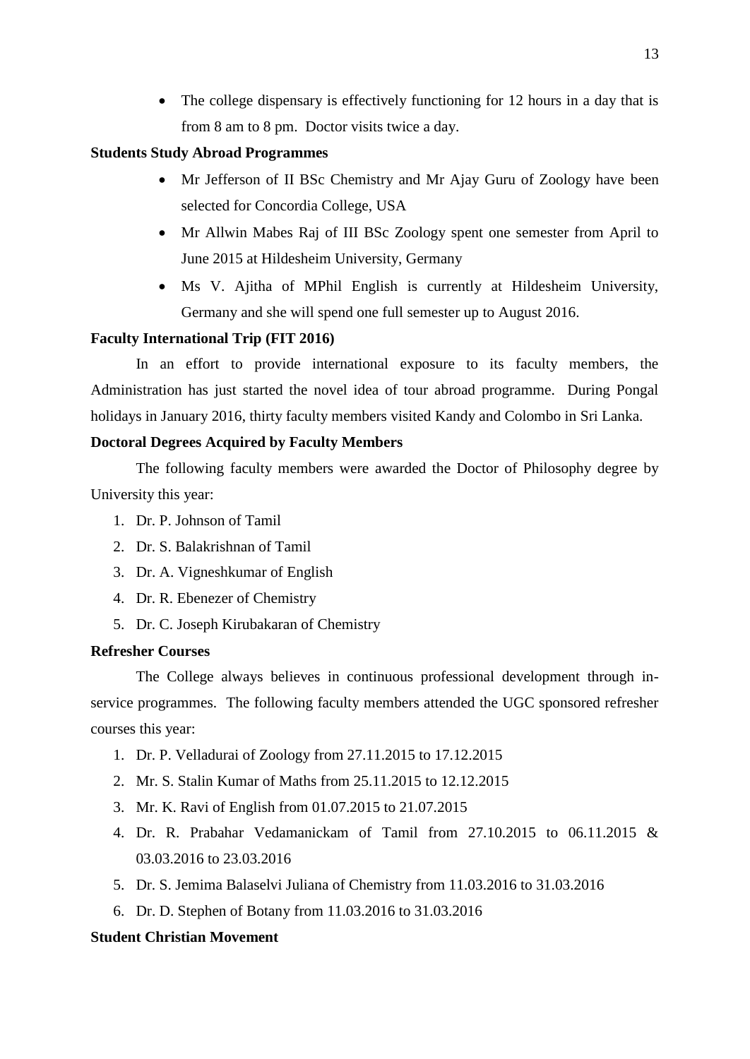- The college dispensary is effectively functioning for 12 hours in a day that is from 8 am to 8 pm. Doctor visits twice a day.

**Students Study Abroad Programmes**

- Mr Jefferson of II BSc Chemistry and Mr Ajay Guru of Zoology have been selected for Concordia College, USA
- Mr Allwin Mabes Raj of III BSc Zoology spent one semester from April to June 2015 at Hildesheim University, Germany
- Ms V. Ajitha of MPhil English is currently at Hildesheim University, Germany and she will spend one full semester up to August 2016.

**Faculty International Trip (FIT 2016)**

In an effort to provide international exposure to its faculty members, the Administration has just started the novel idea of tour abroad programme. During Pongal holidays in January 2016, thirty faculty members visited Kandy and Colombo in Sri Lanka.

**Doctoral Degrees Acquired by Faculty Members**

The following faculty members were awarded the Doctor of Philosophy degree by University this year:

1. Dr. P. Johnson of Tamil
2. Dr. S. Balakrishnan of Tamil
3. Dr. A. Vigneshkumar of English
4. Dr. R. Ebenezer of Chemistry
5. Dr. C. Joseph Kirubakaran of Chemistry

**Refresher Courses**

The College always believes in continuous professional development through in-service programmes. The following faculty members attended the UGC sponsored refresher courses this year:

1. Dr. P. Velladurai of Zoology from 27.11.2015 to 17.12.2015
2. Mr. S. Stalin Kumar of Maths from 25.11.2015 to 12.12.2015
3. Mr. K. Ravi of English from 01.07.2015 to 21.07.2015
4. Dr. R. Prabahar Vedamanickam of Tamil from 27.10.2015 to 06.11.2015 & 03.03.2016 to 23.03.2016
5. Dr. S. Jemima Balaselvi Juliana of Chemistry from 11.03.2016 to 31.03.2016
6. Dr. D. Stephen of Botany from 11.03.2016 to 31.03.2016

**Student Christian Movement**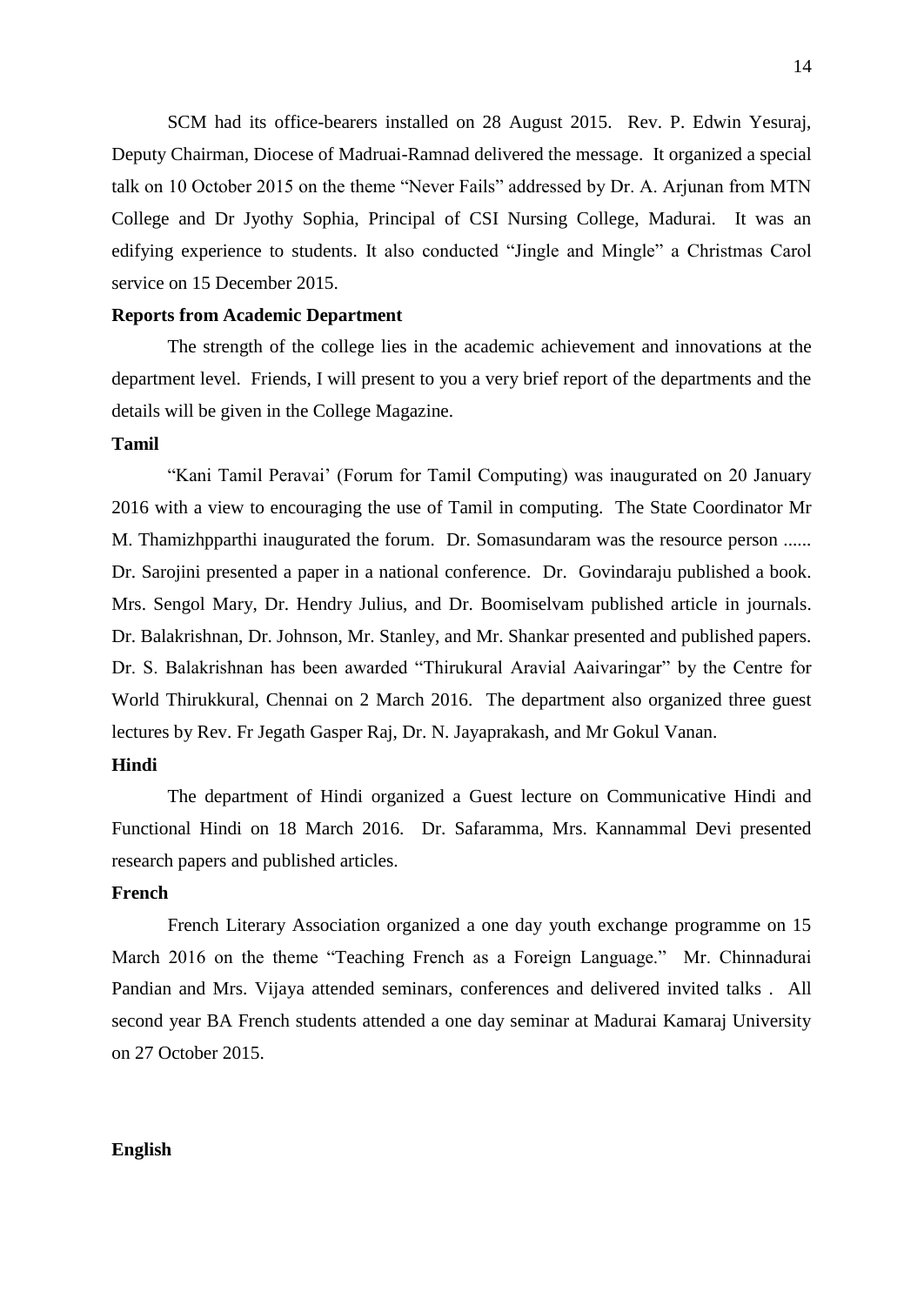SCM had its office-bearers installed on 28 August 2015. Rev. P. Edwin Yesuraj, Deputy Chairman, Diocese of Madruai-Ramnad delivered the message. It organized a special talk on 10 October 2015 on the theme "Never Fails" addressed by Dr. A. Arjunan from MTN College and Dr Jyothy Sophia, Principal of CSI Nursing College, Madurai. It was an edifying experience to students. It also conducted "Jingle and Mingle" a Christmas Carol service on 15 December 2015.

**Reports from Academic Department**

The strength of the college lies in the academic achievement and innovations at the department level. Friends, I will present to you a very brief report of the departments and the details will be given in the College Magazine.

**Tamil**

"Kani Tamil Peravai' (Forum for Tamil Computing) was inaugurated on 20 January 2016 with a view to encouraging the use of Tamil in computing. The State Coordinator Mr M. Thamizhpparthi inaugurated the forum. Dr. Somasundaram was the resource person ...... Dr. Sarojini presented a paper in a national conference. Dr. Govindaraju published a book. Mrs. Sengol Mary, Dr. Hendry Julius, and Dr. Boomiselvam published article in journals. Dr. Balakrishnan, Dr. Johnson, Mr. Stanley, and Mr. Shankar presented and published papers. Dr. S. Balakrishnan has been awarded "Thirukural Aravial Aaivaringar" by the Centre for World Thirukkural, Chennai on 2 March 2016. The department also organized three guest lectures by Rev. Fr Jegath Gasper Raj, Dr. N. Jayaprakash, and Mr Gokul Vanan.

**Hindi**

The department of Hindi organized a Guest lecture on Communicative Hindi and Functional Hindi on 18 March 2016. Dr. Safaramma, Mrs. Kannammal Devi presented research papers and published articles.

**French**

French Literary Association organized a one day youth exchange programme on 15 March 2016 on the theme "Teaching French as a Foreign Language." Mr. Chinnadurai Pandian and Mrs. Vijaya attended seminars, conferences and delivered invited talks . All second year BA French students attended a one day seminar at Madurai Kamaraj University on 27 October 2015.

**English**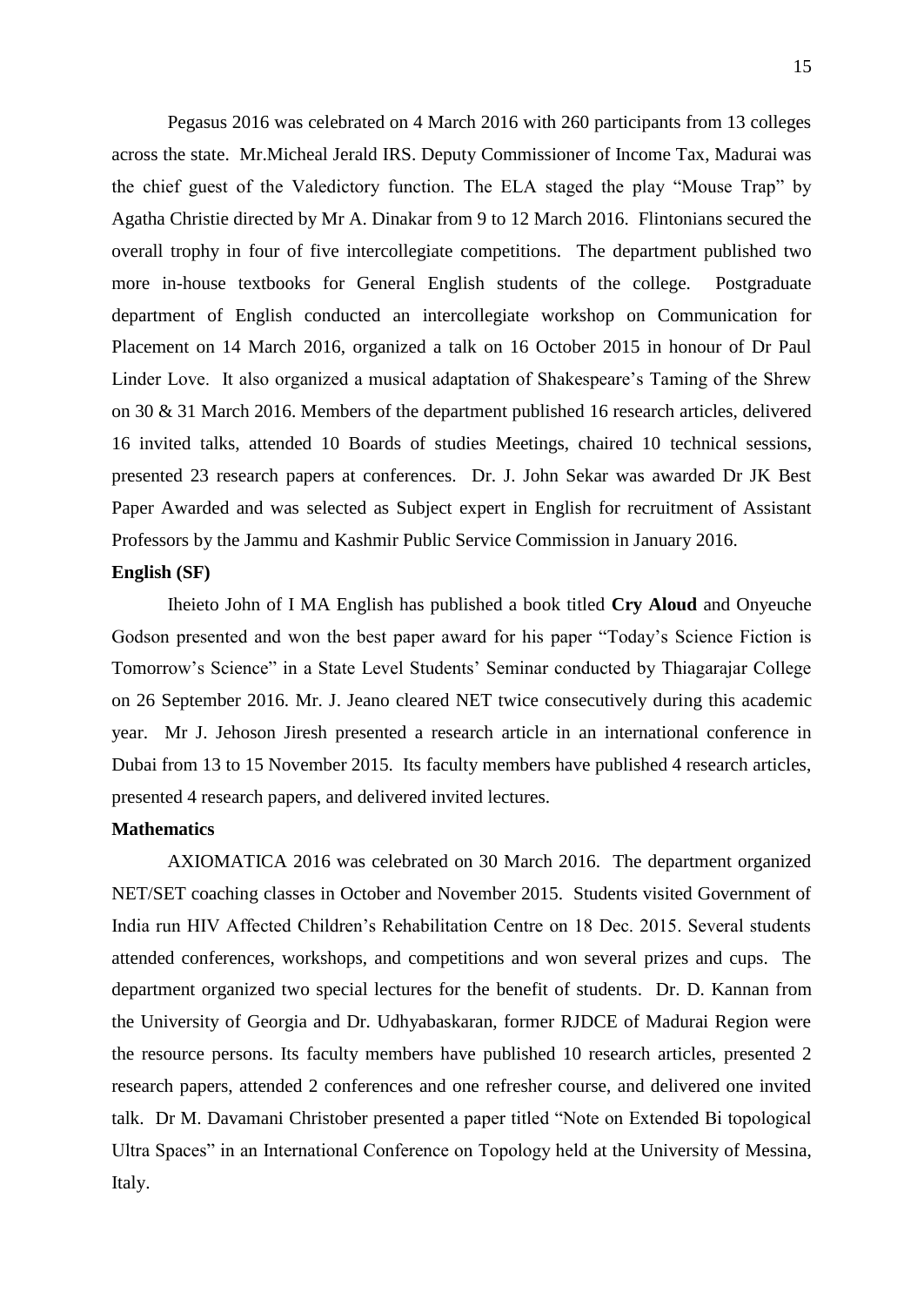Pegasus 2016 was celebrated on 4 March 2016 with 260 participants from 13 colleges across the state. Mr.Micheal Jerald IRS. Deputy Commissioner of Income Tax, Madurai was the chief guest of the Valedictory function. The ELA staged the play "Mouse Trap" by Agatha Christie directed by Mr A. Dinakar from 9 to 12 March 2016. Flintonians secured the overall trophy in four of five intercollegiate competitions. The department published two more in-house textbooks for General English students of the college. Postgraduate department of English conducted an intercollegiate workshop on Communication for Placement on 14 March 2016, organized a talk on 16 October 2015 in honour of Dr Paul Linder Love. It also organized a musical adaptation of Shakespeare's Taming of the Shrew on 30 & 31 March 2016. Members of the department published 16 research articles, delivered 16 invited talks, attended 10 Boards of studies Meetings, chaired 10 technical sessions, presented 23 research papers at conferences. Dr. J. John Sekar was awarded Dr JK Best Paper Awarded and was selected as Subject expert in English for recruitment of Assistant Professors by the Jammu and Kashmir Public Service Commission in January 2016.

**English (SF)**

Iheieto John of I MA English has published a book titled **Cry Aloud** and Onyeuche Godson presented and won the best paper award for his paper "Today's Science Fiction is Tomorrow's Science" in a State Level Students' Seminar conducted by Thiagarajar College on 26 September 2016. Mr. J. Jeano cleared NET twice consecutively during this academic year. Mr J. Jehoson Jiresh presented a research article in an international conference in Dubai from 13 to 15 November 2015. Its faculty members have published 4 research articles, presented 4 research papers, and delivered invited lectures.

**Mathematics**

AXIOMATICA 2016 was celebrated on 30 March 2016. The department organized NET/SET coaching classes in October and November 2015. Students visited Government of India run HIV Affected Children's Rehabilitation Centre on 18 Dec. 2015. Several students attended conferences, workshops, and competitions and won several prizes and cups. The department organized two special lectures for the benefit of students. Dr. D. Kannan from the University of Georgia and Dr. Udhyabaskaran, former RJDCE of Madurai Region were the resource persons. Its faculty members have published 10 research articles, presented 2 research papers, attended 2 conferences and one refresher course, and delivered one invited talk. Dr M. Davamani Christober presented a paper titled "Note on Extended Bi topological Ultra Spaces" in an International Conference on Topology held at the University of Messina, Italy.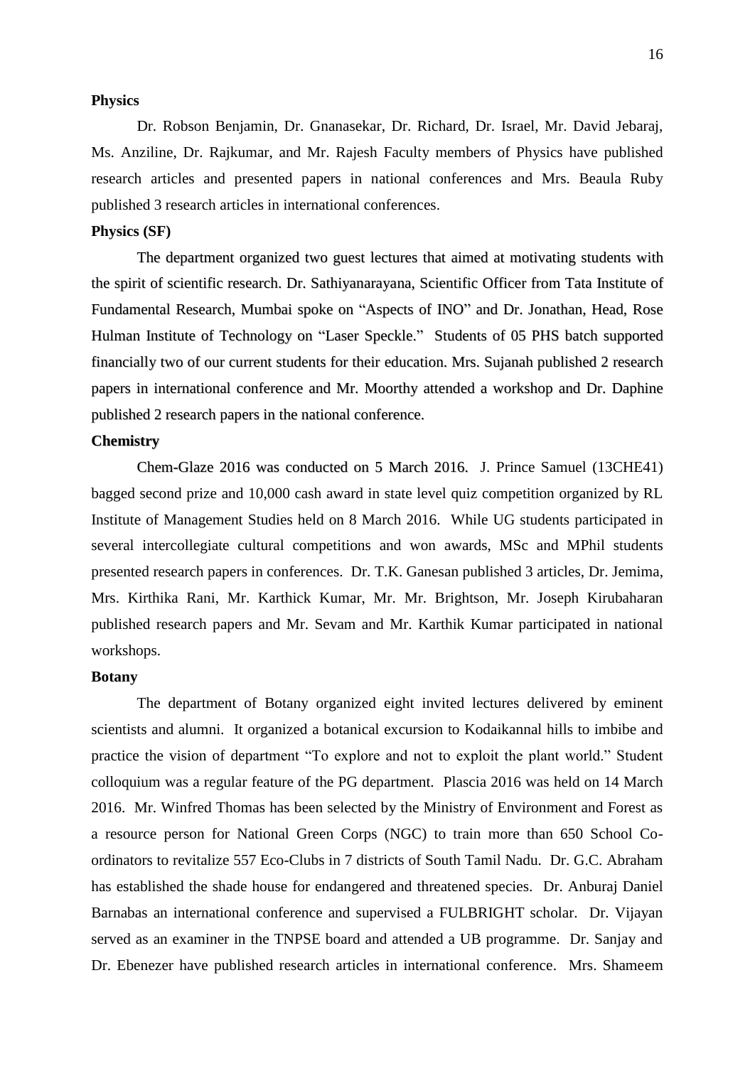**Physics**

Dr. Robson Benjamin, Dr. Gnanasekar, Dr. Richard, Dr. Israel, Mr. David Jebaraj, Ms. Anziline, Dr. Rajkumar, and Mr. Rajesh Faculty members of Physics have published research articles and presented papers in national conferences and Mrs. Beaula Ruby published 3 research articles in international conferences.

**Physics (SF)**

The department organized two guest lectures that aimed at motivating students with the spirit of scientific research. Dr. Sathiyanarayana, Scientific Officer from Tata Institute of Fundamental Research, Mumbai spoke on "Aspects of INO" and Dr. Jonathan, Head, Rose Hulman Institute of Technology on "Laser Speckle." Students of 05 PHS batch supported financially two of our current students for their education. Mrs. Sujanah published 2 research papers in international conference and Mr. Moorthy attended a workshop and Dr. Daphine published 2 research papers in the national conference.

**Chemistry**

Chem-Glaze 2016 was conducted on 5 March 2016. J. Prince Samuel (13CHE41) bagged second prize and 10,000 cash award in state level quiz competition organized by RL Institute of Management Studies held on 8 March 2016. While UG students participated in several intercollegiate cultural competitions and won awards, MSc and MPhil students presented research papers in conferences. Dr. T.K. Ganesan published 3 articles, Dr. Jemima, Mrs. Kirthika Rani, Mr. Karthick Kumar, Mr. Mr. Brightson, Mr. Joseph Kirubaharan published research papers and Mr. Sevam and Mr. Karthik Kumar participated in national workshops.

**Botany**

The department of Botany organized eight invited lectures delivered by eminent scientists and alumni. It organized a botanical excursion to Kodaikannal hills to imbibe and practice the vision of department "To explore and not to exploit the plant world." Student colloquium was a regular feature of the PG department. Plascia 2016 was held on 14 March 2016. Mr. Winfred Thomas has been selected by the Ministry of Environment and Forest as a resource person for National Green Corps (NGC) to train more than 650 School Co-ordinators to revitalize 557 Eco-Clubs in 7 districts of South Tamil Nadu. Dr. G.C. Abraham has established the shade house for endangered and threatened species. Dr. Anburaj Daniel Barnabas an international conference and supervised a FULBRIGHT scholar. Dr. Vijayan served as an examiner in the TNPSE board and attended a UB programme. Dr. Sanjay and Dr. Ebenezer have published research articles in international conference. Mrs. Shameem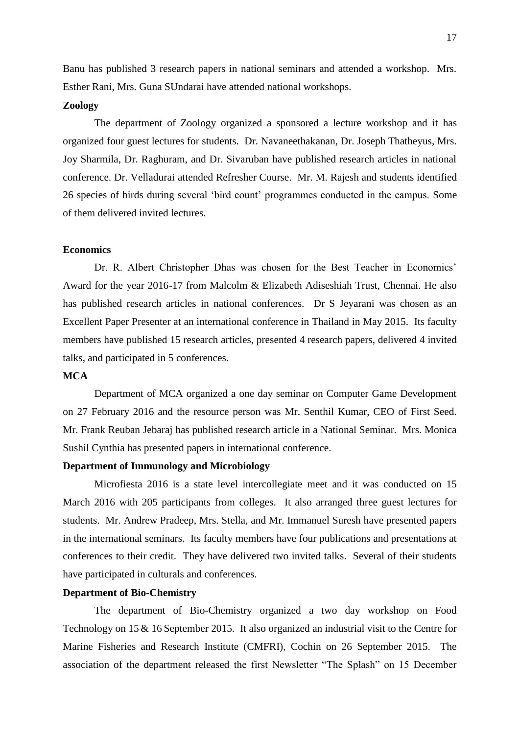Banu has published 3 research papers in national seminars and attended a workshop. Mrs. Esther Rani, Mrs. Guna SUndarai have attended national workshops.

**Zoology**

The department of Zoology organized a sponsored a lecture workshop and it has organized four guest lectures for students. Dr. Navaneethakanan, Dr. Joseph Thatheyus, Mrs. Joy Sharmila, Dr. Raghuram, and Dr. Sivaruban have published research articles in national conference. Dr. Velladurai attended Refresher Course. Mr. M. Rajesh and students identified 26 species of birds during several 'bird count' programmes conducted in the campus. Some of them delivered invited lectures.

**Economics**

Dr. R. Albert Christopher Dhas was chosen for the Best Teacher in Economics' Award for the year 2016-17 from Malcolm & Elizabeth Adiseshiah Trust, Chennai. He also has published research articles in national conferences. Dr S Jeyarani was chosen as an Excellent Paper Presenter at an international conference in Thailand in May 2015. Its faculty members have published 15 research articles, presented 4 research papers, delivered 4 invited talks, and participated in 5 conferences.

**MCA**

Department of MCA organized a one day seminar on Computer Game Development on 27 February 2016 and the resource person was Mr. Senthil Kumar, CEO of First Seed. Mr. Frank Reuban Jebaraj has published research article in a National Seminar. Mrs. Monica Sushil Cynthia has presented papers in international conference.

**Department of Immunology and Microbiology**

Microfiesta 2016 is a state level intercollegiate meet and it was conducted on 15 March 2016 with 205 participants from colleges. It also arranged three guest lectures for students. Mr. Andrew Pradeep, Mrs. Stella, and Mr. Immanuel Suresh have presented papers in the international seminars. Its faculty members have four publications and presentations at conferences to their credit. They have delivered two invited talks. Several of their students have participated in culturals and conferences.

**Department of Bio-Chemistry**

The department of Bio-Chemistry organized a two day workshop on Food Technology on 15 & 16 September 2015. It also organized an industrial visit to the Centre for Marine Fisheries and Research Institute (CMFRI), Cochin on 26 September 2015. The association of the department released the first Newsletter "The Splash" on 15 December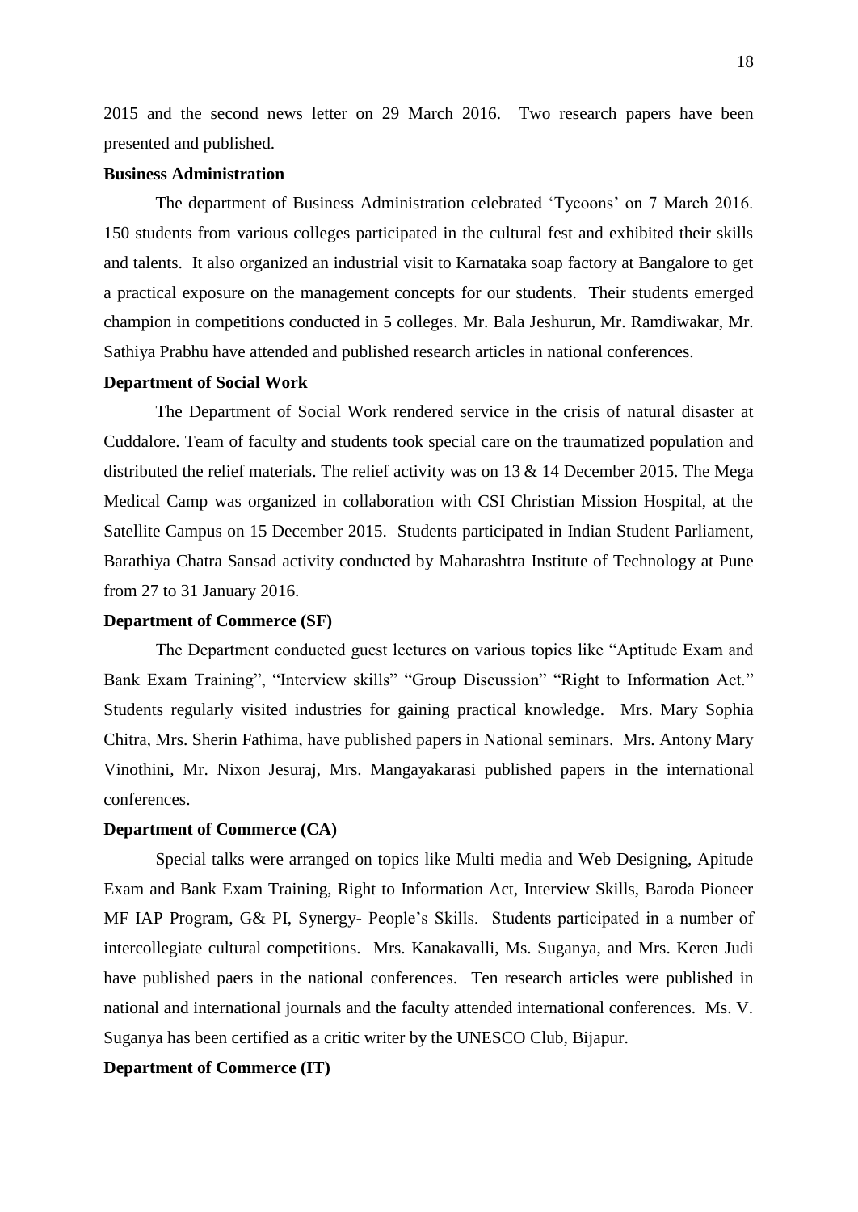2015 and the second news letter on 29 March 2016. Two research papers have been presented and published.

**Business Administration**

The department of Business Administration celebrated 'Tycoons' on 7 March 2016. 150 students from various colleges participated in the cultural fest and exhibited their skills and talents. It also organized an industrial visit to Karnataka soap factory at Bangalore to get a practical exposure on the management concepts for our students. Their students emerged champion in competitions conducted in 5 colleges. Mr. Bala Jeshurun, Mr. Ramdiwakar, Mr. Sathiya Prabhu have attended and published research articles in national conferences.

**Department of Social Work**

The Department of Social Work rendered service in the crisis of natural disaster at Cuddalore. Team of faculty and students took special care on the traumatized population and distributed the relief materials. The relief activity was on 13 & 14 December 2015. The Mega Medical Camp was organized in collaboration with CSI Christian Mission Hospital, at the Satellite Campus on 15 December 2015. Students participated in Indian Student Parliament, Barathiya Chatra Sansad activity conducted by Maharashtra Institute of Technology at Pune from 27 to 31 January 2016.

**Department of Commerce (SF)**

The Department conducted guest lectures on various topics like "Aptitude Exam and Bank Exam Training", "Interview skills" "Group Discussion" "Right to Information Act." Students regularly visited industries for gaining practical knowledge. Mrs. Mary Sophia Chitra, Mrs. Sherin Fathima, have published papers in National seminars. Mrs. Antony Mary Vinothini, Mr. Nixon Jesuraj, Mrs. Mangayakarasi published papers in the international conferences.

**Department of Commerce (CA)**

Special talks were arranged on topics like Multi media and Web Designing, Apitude Exam and Bank Exam Training, Right to Information Act, Interview Skills, Baroda Pioneer MF IAP Program, G& PI, Synergy- People's Skills. Students participated in a number of intercollegiate cultural competitions. Mrs. Kanakavalli, Ms. Suganya, and Mrs. Keren Judi have published paers in the national conferences. Ten research articles were published in national and international journals and the faculty attended international conferences. Ms. V. Suganya has been certified as a critic writer by the UNESCO Club, Bijapur.

**Department of Commerce (IT)**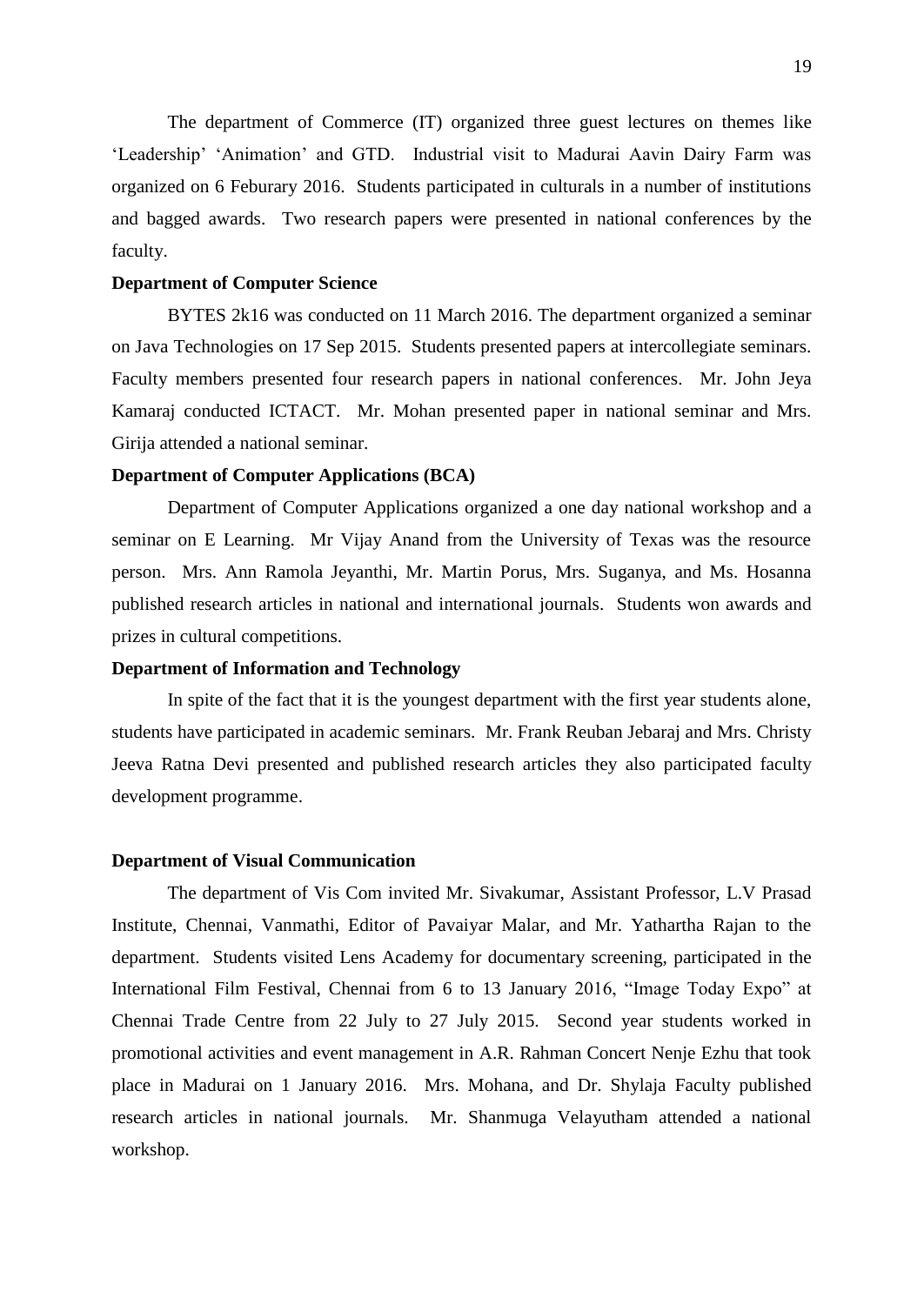The department of Commerce (IT) organized three guest lectures on themes like 'Leadership' 'Animation' and GTD. Industrial visit to Madurai Aavin Dairy Farm was organized on 6 Feburary 2016. Students participated in culturals in a number of institutions and bagged awards. Two research papers were presented in national conferences by the faculty.

**Department of Computer Science**

BYTES 2k16 was conducted on 11 March 2016. The department organized a seminar on Java Technologies on 17 Sep 2015. Students presented papers at intercollegiate seminars. Faculty members presented four research papers in national conferences. Mr. John Jeya Kamaraj conducted ICTACT. Mr. Mohan presented paper in national seminar and Mrs. Girija attended a national seminar.

**Department of Computer Applications (BCA)**

Department of Computer Applications organized a one day national workshop and a seminar on E Learning. Mr Vijay Anand from the University of Texas was the resource person. Mrs. Ann Ramola Jeyanthi, Mr. Martin Porus, Mrs. Suganya, and Ms. Hosanna published research articles in national and international journals. Students won awards and prizes in cultural competitions.

**Department of Information and Technology**

In spite of the fact that it is the youngest department with the first year students alone, students have participated in academic seminars. Mr. Frank Reuban Jebaraj and Mrs. Christy Jeeva Ratna Devi presented and published research articles they also participated faculty development programme.

**Department of Visual Communication**

The department of Vis Com invited Mr. Sivakumar, Assistant Professor, L.V Prasad Institute, Chennai, Vanmathi, Editor of Pavaiyar Malar, and Mr. Yathartha Rajan to the department. Students visited Lens Academy for documentary screening, participated in the International Film Festival, Chennai from 6 to 13 January 2016, "Image Today Expo" at Chennai Trade Centre from 22 July to 27 July 2015. Second year students worked in promotional activities and event management in A.R. Rahman Concert Nenje Ezhu that took place in Madurai on 1 January 2016. Mrs. Mohana, and Dr. Shylaja Faculty published research articles in national journals. Mr. Shanmuga Velayutham attended a national workshop.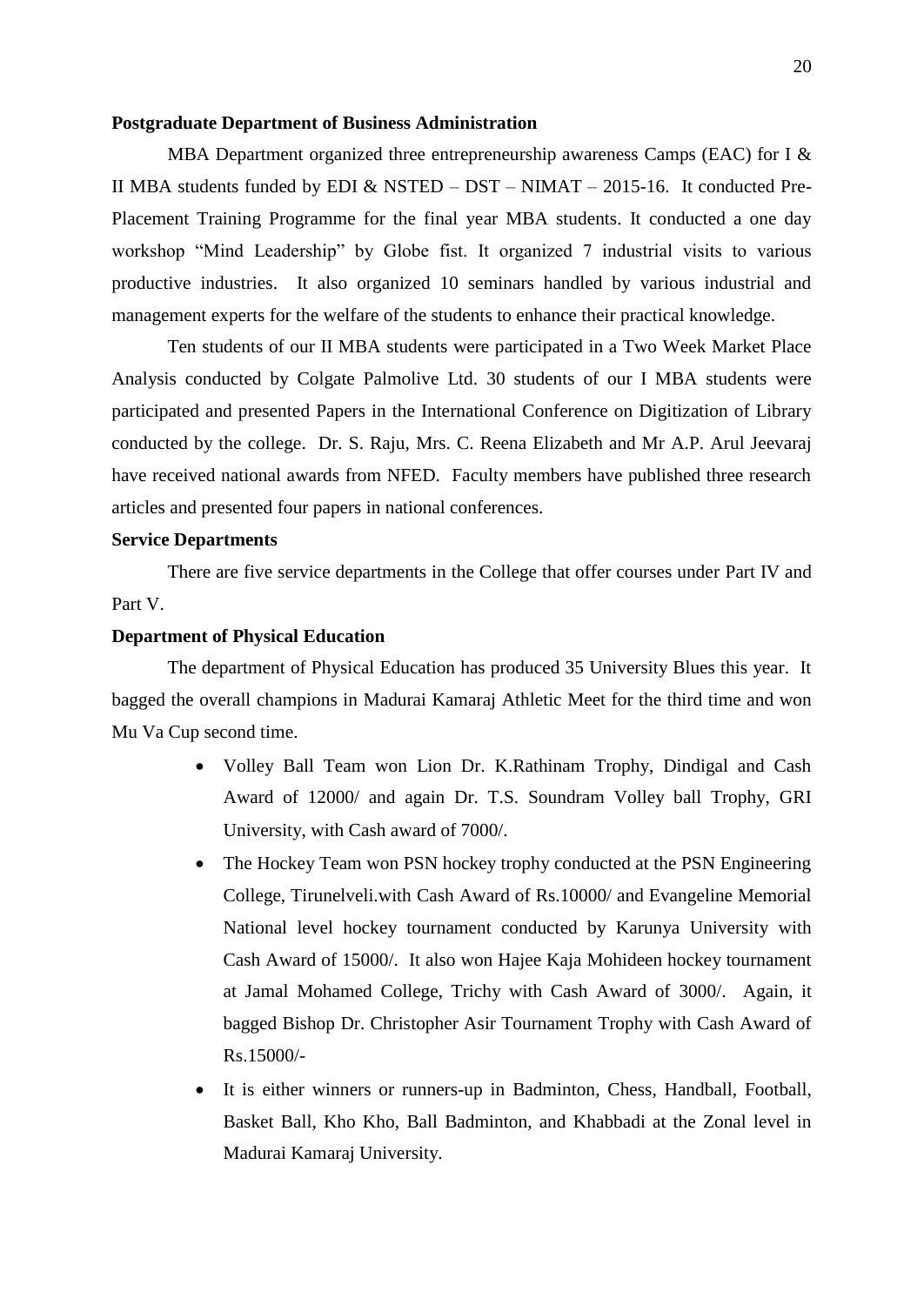**Postgraduate Department of Business Administration**

MBA Department organized three entrepreneurship awareness Camps (EAC) for I & II MBA students funded by EDI & NSTED – DST – NIMAT – 2015-16. It conducted Pre-Placement Training Programme for the final year MBA students. It conducted a one day workshop "Mind Leadership" by Globe fist. It organized 7 industrial visits to various productive industries. It also organized 10 seminars handled by various industrial and management experts for the welfare of the students to enhance their practical knowledge.

Ten students of our II MBA students were participated in a Two Week Market Place Analysis conducted by Colgate Palmolive Ltd. 30 students of our I MBA students were participated and presented Papers in the International Conference on Digitization of Library conducted by the college. Dr. S. Raju, Mrs. C. Reena Elizabeth and Mr A.P. Arul Jeevaraj have received national awards from NFED. Faculty members have published three research articles and presented four papers in national conferences.

**Service Departments**

There are five service departments in the College that offer courses under Part IV and Part V.

**Department of Physical Education**

The department of Physical Education has produced 35 University Blues this year. It bagged the overall champions in Madurai Kamaraj Athletic Meet for the third time and won Mu Va Cup second time.

- Volley Ball Team won Lion Dr. K.Rathinam Trophy, Dindigal and Cash Award of 12000/ and again Dr. T.S. Soundram Volley ball Trophy, GRI University, with Cash award of 7000/.
- The Hockey Team won PSN hockey trophy conducted at the PSN Engineering College, Tirunelveli.with Cash Award of Rs.10000/ and Evangeline Memorial National level hockey tournament conducted by Karunya University with Cash Award of 15000/. It also won Hajee Kaja Mohideen hockey tournament at Jamal Mohamed College, Trichy with Cash Award of 3000/. Again, it bagged Bishop Dr. Christopher Asir Tournament Trophy with Cash Award of Rs.15000/-
- It is either winners or runners-up in Badminton, Chess, Handball, Football, Basket Ball, Kho Kho, Ball Badminton, and Khabbadi at the Zonal level in Madurai Kamaraj University.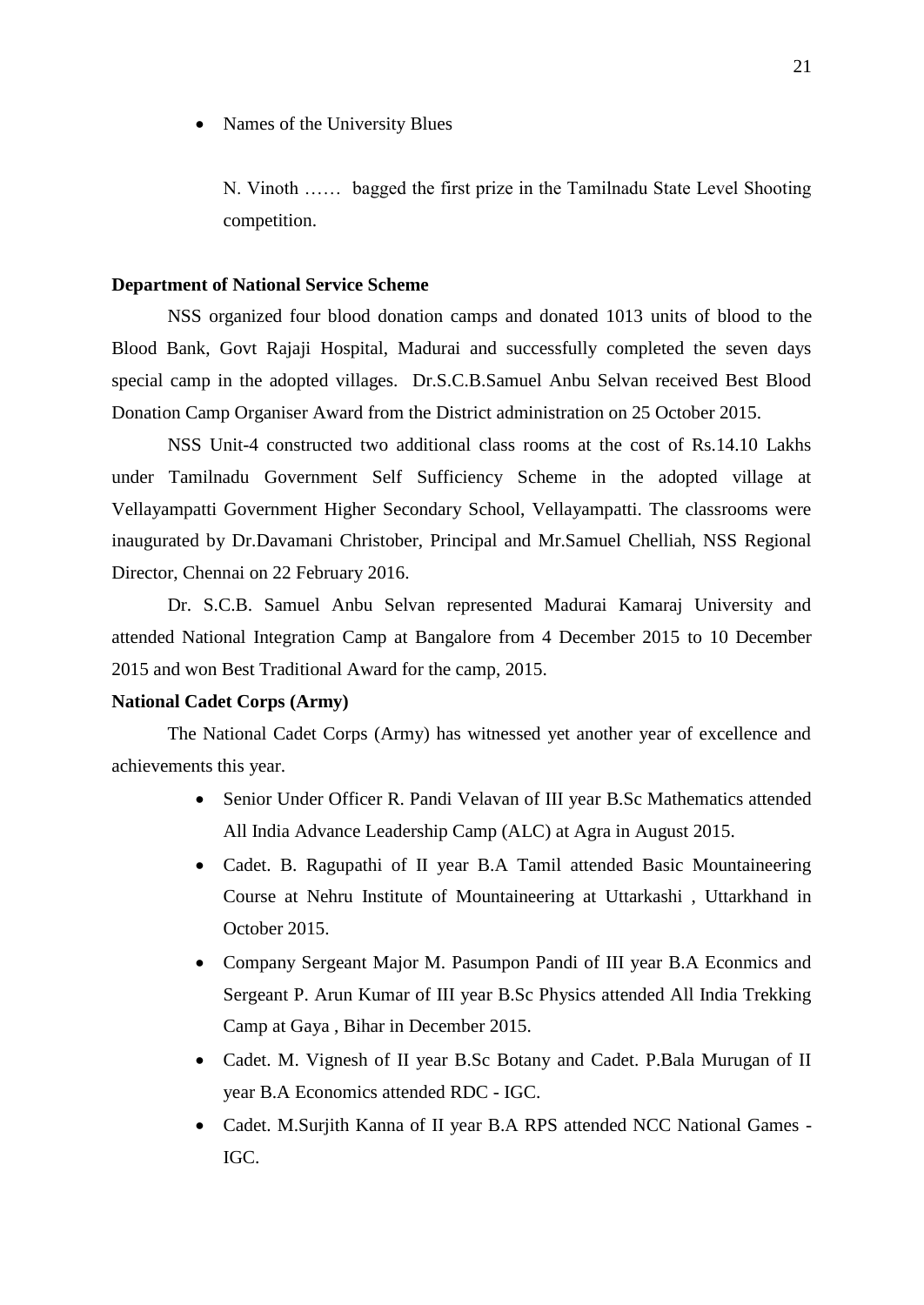- Names of the University Blues

  N. Vinoth …… bagged the first prize in the Tamilnadu State Level Shooting competition.

**Department of National Service Scheme**

NSS organized four blood donation camps and donated 1013 units of blood to the Blood Bank, Govt Rajaji Hospital, Madurai and successfully completed the seven days special camp in the adopted villages. Dr.S.C.B.Samuel Anbu Selvan received Best Blood Donation Camp Organiser Award from the District administration on 25 October 2015.

NSS Unit-4 constructed two additional class rooms at the cost of Rs.14.10 Lakhs under Tamilnadu Government Self Sufficiency Scheme in the adopted village at Vellayampatti Government Higher Secondary School, Vellayampatti. The classrooms were inaugurated by Dr.Davamani Christober, Principal and Mr.Samuel Chelliah, NSS Regional Director, Chennai on 22 February 2016.

Dr. S.C.B. Samuel Anbu Selvan represented Madurai Kamaraj University and attended National Integration Camp at Bangalore from 4 December 2015 to 10 December 2015 and won Best Traditional Award for the camp, 2015.

**National Cadet Corps (Army)**

The National Cadet Corps (Army) has witnessed yet another year of excellence and achievements this year.

- Senior Under Officer R. Pandi Velavan of III year B.Sc Mathematics attended All India Advance Leadership Camp (ALC) at Agra in August 2015.
- Cadet. B. Ragupathi of II year B.A Tamil attended Basic Mountaineering Course at Nehru Institute of Mountaineering at Uttarkashi , Uttarkhand in October 2015.
- Company Sergeant Major M. Pasumpon Pandi of III year B.A Econmics and Sergeant P. Arun Kumar of III year B.Sc Physics attended All India Trekking Camp at Gaya , Bihar in December 2015.
- Cadet. M. Vignesh of II year B.Sc Botany and Cadet. P.Bala Murugan of II year B.A Economics attended RDC - IGC.
- Cadet. M.Surjith Kanna of II year B.A RPS attended NCC National Games - IGC.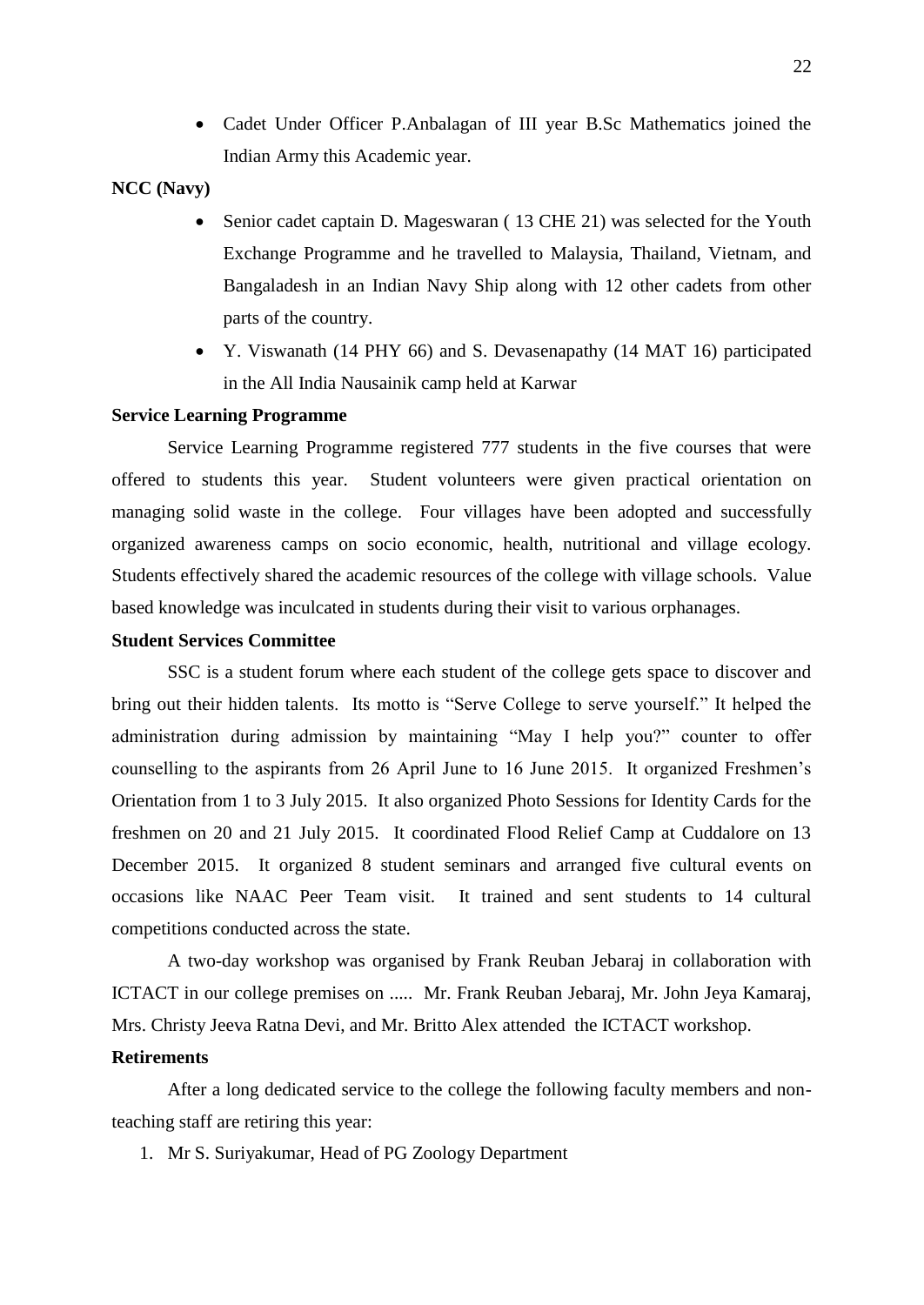- Cadet Under Officer P.Anbalagan of III year B.Sc Mathematics joined the Indian Army this Academic year.

**NCC (Navy)**

- Senior cadet captain D. Mageswaran ( 13 CHE 21) was selected for the Youth Exchange Programme and he travelled to Malaysia, Thailand, Vietnam, and Bangaladesh in an Indian Navy Ship along with 12 other cadets from other parts of the country.
- Y. Viswanath (14 PHY 66) and S. Devasenapathy (14 MAT 16) participated in the All India Nausainik camp held at Karwar

**Service Learning Programme**

Service Learning Programme registered 777 students in the five courses that were offered to students this year. Student volunteers were given practical orientation on managing solid waste in the college. Four villages have been adopted and successfully organized awareness camps on socio economic, health, nutritional and village ecology. Students effectively shared the academic resources of the college with village schools. Value based knowledge was inculcated in students during their visit to various orphanages.

**Student Services Committee**

SSC is a student forum where each student of the college gets space to discover and bring out their hidden talents. Its motto is "Serve College to serve yourself." It helped the administration during admission by maintaining "May I help you?" counter to offer counselling to the aspirants from 26 April June to 16 June 2015. It organized Freshmen's Orientation from 1 to 3 July 2015. It also organized Photo Sessions for Identity Cards for the freshmen on 20 and 21 July 2015. It coordinated Flood Relief Camp at Cuddalore on 13 December 2015. It organized 8 student seminars and arranged five cultural events on occasions like NAAC Peer Team visit. It trained and sent students to 14 cultural competitions conducted across the state.

A two-day workshop was organised by Frank Reuban Jebaraj in collaboration with ICTACT in our college premises on ..... Mr. Frank Reuban Jebaraj, Mr. John Jeya Kamaraj, Mrs. Christy Jeeva Ratna Devi, and Mr. Britto Alex attended the ICTACT workshop.

**Retirements**

After a long dedicated service to the college the following faculty members and non-teaching staff are retiring this year:

1. Mr S. Suriyakumar, Head of PG Zoology Department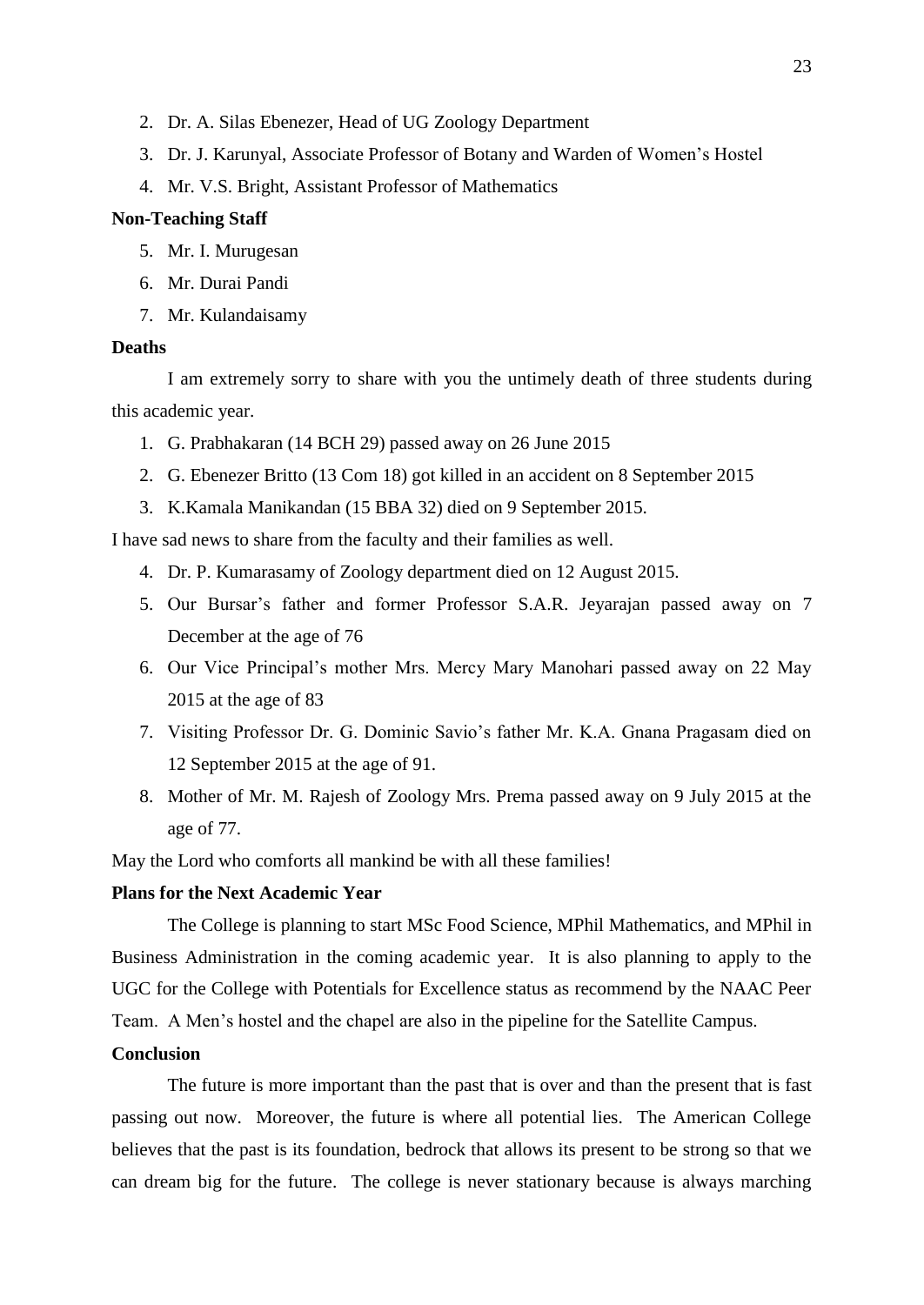2. Dr. A. Silas Ebenezer, Head of UG Zoology Department
3. Dr. J. Karunyal, Associate Professor of Botany and Warden of Women's Hostel
4. Mr. V.S. Bright, Assistant Professor of Mathematics

**Non-Teaching Staff**

5. Mr. I. Murugesan
6. Mr. Durai Pandi
7. Mr. Kulandaisamy

**Deaths**

I am extremely sorry to share with you the untimely death of three students during this academic year.

1. G. Prabhakaran (14 BCH 29) passed away on 26 June 2015
2. G. Ebenezer Britto (13 Com 18) got killed in an accident on 8 September 2015
3. K.Kamala Manikandan (15 BBA 32) died on 9 September 2015.

I have sad news to share from the faculty and their families as well.

4. Dr. P. Kumarasamy of Zoology department died on 12 August 2015.
5. Our Bursar's father and former Professor S.A.R. Jeyarajan passed away on 7 December at the age of 76
6. Our Vice Principal's mother Mrs. Mercy Mary Manohari passed away on 22 May 2015 at the age of 83
7. Visiting Professor Dr. G. Dominic Savio's father Mr. K.A. Gnana Pragasam died on 12 September 2015 at the age of 91.
8. Mother of Mr. M. Rajesh of Zoology Mrs. Prema passed away on 9 July 2015 at the age of 77.

May the Lord who comforts all mankind be with all these families!

**Plans for the Next Academic Year**

The College is planning to start MSc Food Science, MPhil Mathematics, and MPhil in Business Administration in the coming academic year. It is also planning to apply to the UGC for the College with Potentials for Excellence status as recommend by the NAAC Peer Team. A Men's hostel and the chapel are also in the pipeline for the Satellite Campus.

**Conclusion**

The future is more important than the past that is over and than the present that is fast passing out now. Moreover, the future is where all potential lies. The American College believes that the past is its foundation, bedrock that allows its present to be strong so that we can dream big for the future. The college is never stationary because is always marching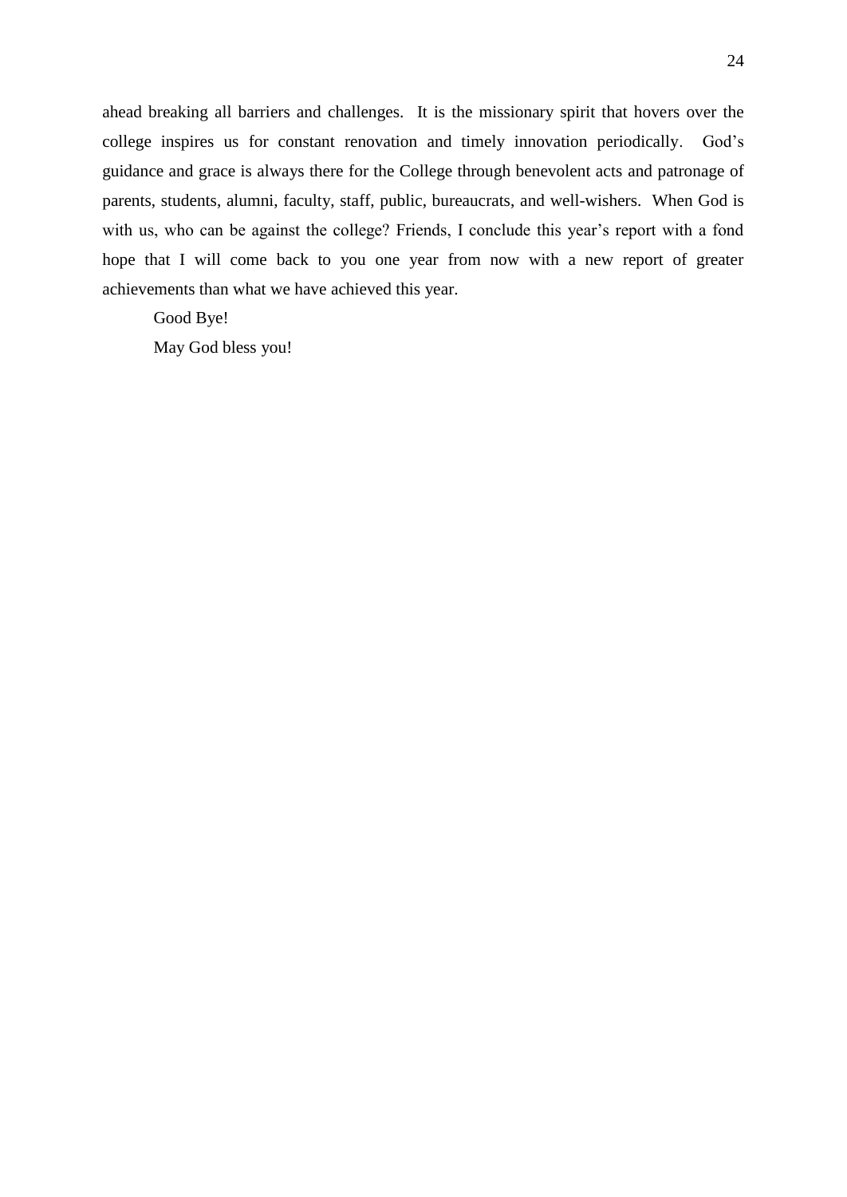ahead breaking all barriers and challenges. It is the missionary spirit that hovers over the college inspires us for constant renovation and timely innovation periodically. God's guidance and grace is always there for the College through benevolent acts and patronage of parents, students, alumni, faculty, staff, public, bureaucrats, and well-wishers. When God is with us, who can be against the college? Friends, I conclude this year's report with a fond hope that I will come back to you one year from now with a new report of greater achievements than what we have achieved this year.

Good Bye!

May God bless you!